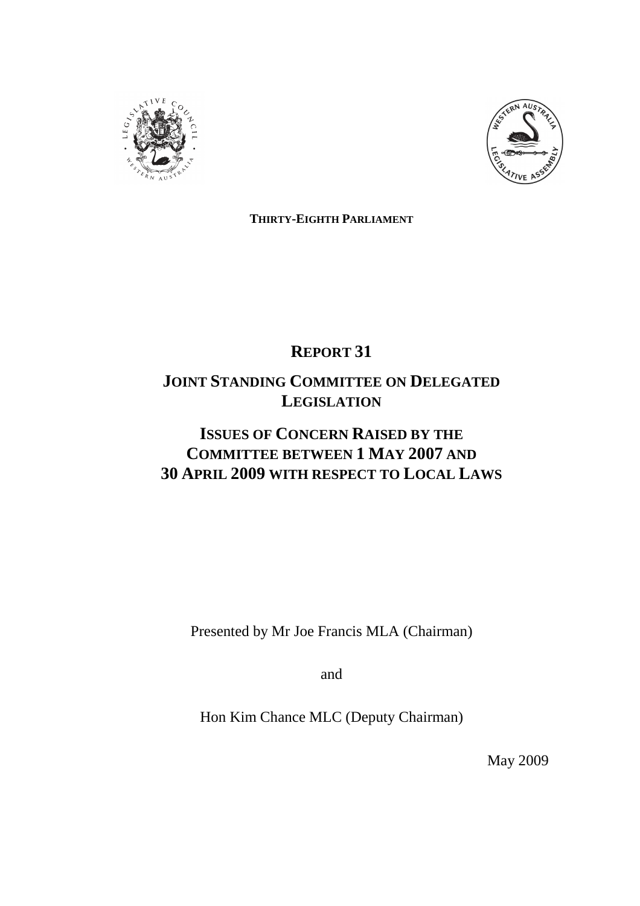**THIRTY-EIGHTH PARLIAMENT**

# REPORT 31

# JOINT STANDING COMMITTEE ON DELEGATED LEGISLATION

## ISSUES OF CONCERN RAISED BY THE COMMITTEE BETWEEN 1 MAY 2007 AND 30 APRIL 2009 WITH RESPECT TO LOCAL LAWS

Presented by Mr Joe Francis MLA (Chairman)

and

Hon Kim Chance MLC (Deputy Chairman)

May 2009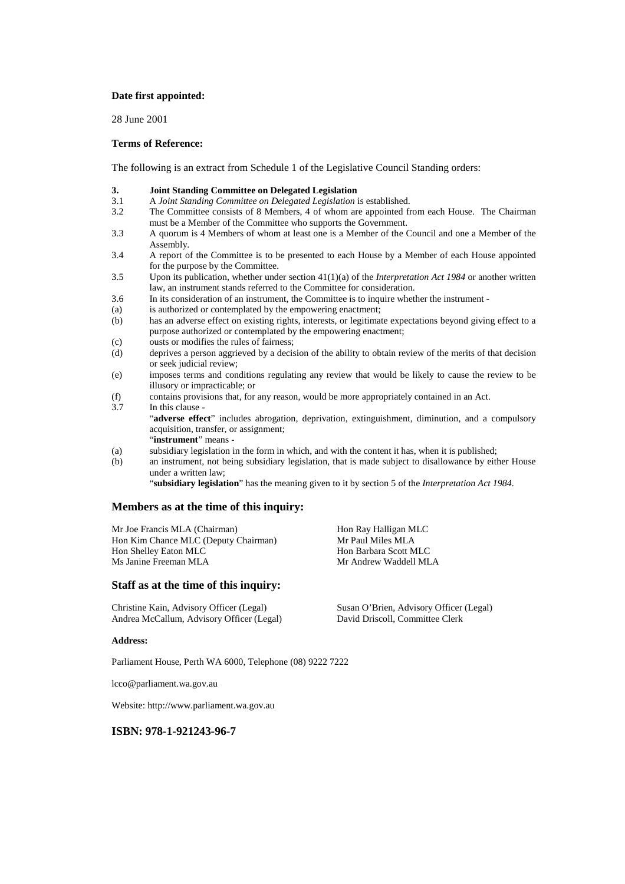**Date first appointed:**

28 June 2001

**Terms of Reference:**

The following is an extract from Schedule 1 of the Legislative Council Standing orders:

**3. Joint Standing Committee on Delegated Legislation**

3.1 A *Joint Standing Committee on Delegated Legislation* is established.

3.2 The Committee consists of 8 Members, 4 of whom are appointed from each House. The Chairman must be a Member of the Committee who supports the Government.

3.3 A quorum is 4 Members of whom at least one is a Member of the Council and one a Member of the Assembly.

3.4 A report of the Committee is to be presented to each House by a Member of each House appointed for the purpose by the Committee.

3.5 Upon its publication, whether under section 41(1)(a) of the *Interpretation Act 1984* or another written law, an instrument stands referred to the Committee for consideration.

3.6 In its consideration of an instrument, the Committee is to inquire whether the instrument -

(a) is authorized or contemplated by the empowering enactment;

(b) has an adverse effect on existing rights, interests, or legitimate expectations beyond giving effect to a purpose authorized or contemplated by the empowering enactment;

(c) ousts or modifies the rules of fairness;

(d) deprives a person aggrieved by a decision of the ability to obtain review of the merits of that decision or seek judicial review;

(e) imposes terms and conditions regulating any review that would be likely to cause the review to be illusory or impracticable; or

(f) contains provisions that, for any reason, would be more appropriately contained in an Act.

3.7 In this clause -

"**adverse effect**" includes abrogation, deprivation, extinguishment, diminution, and a compulsory acquisition, transfer, or assignment;

"**instrument**" means -

(a) subsidiary legislation in the form in which, and with the content it has, when it is published;

(b) an instrument, not being subsidiary legislation, that is made subject to disallowance by either House under a written law;

"**subsidiary legislation**" has the meaning given to it by section 5 of the *Interpretation Act 1984*.

## Members as at the time of this inquiry:

Mr Joe Francis MLA (Chairman)
Hon Kim Chance MLC (Deputy Chairman)
Hon Shelley Eaton MLC
Ms Janine Freeman MLA
Hon Ray Halligan MLC
Mr Paul Miles MLA
Hon Barbara Scott MLC
Mr Andrew Waddell MLA

## Staff as at the time of this inquiry:

Christine Kain, Advisory Officer (Legal)
Andrea McCallum, Advisory Officer (Legal)
Susan O'Brien, Advisory Officer (Legal)
David Driscoll, Committee Clerk

**Address:**

Parliament House, Perth WA 6000, Telephone (08) 9222 7222

lcco@parliament.wa.gov.au

Website: http://www.parliament.wa.gov.au

**ISBN: 978-1-921243-96-7**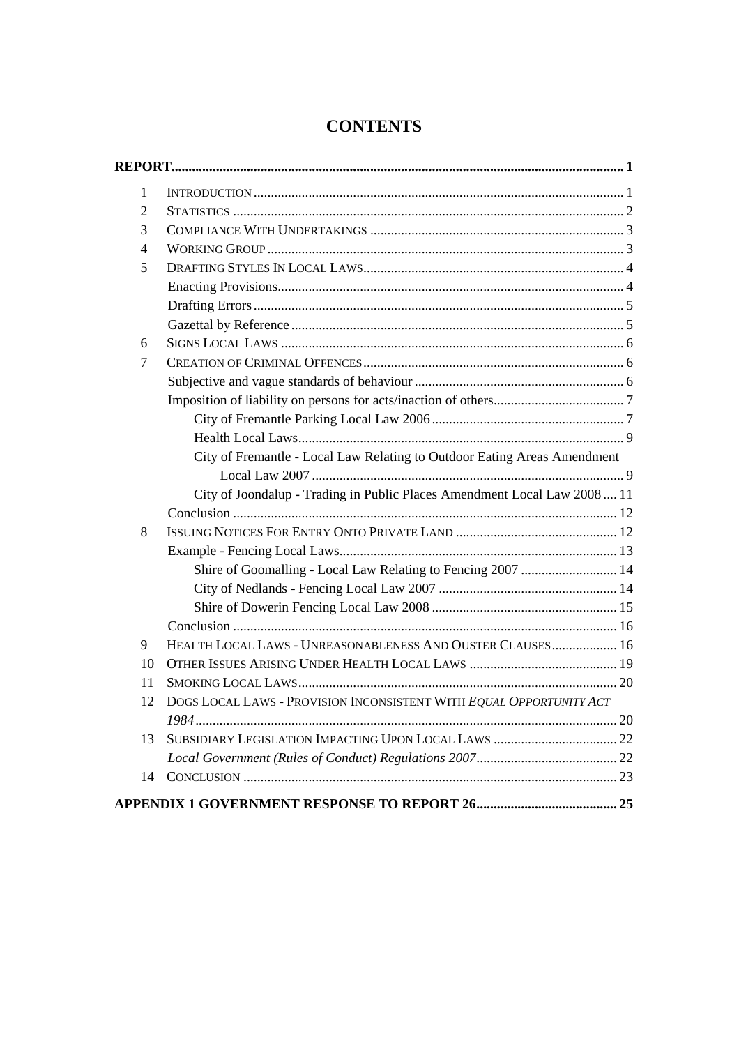# CONTENTS

**REPORT** ........................................................................ 1

1 INTRODUCTION ........................................................................ 1

2 STATISTICS ........................................................................ 2

3 COMPLIANCE WITH UNDERTAKINGS ........................................................................ 3

4 WORKING GROUP ........................................................................ 3

5 DRAFTING STYLES IN LOCAL LAWS ........................................................................ 4

- Enacting Provisions ........................................................................ 4
- Drafting Errors ........................................................................ 5
- Gazettal by Reference ........................................................................ 5

6 SIGNS LOCAL LAWS ........................................................................ 6

7 CREATION OF CRIMINAL OFFENCES ........................................................................ 6

- Subjective and vague standards of behaviour ........................................................................ 6
- Imposition of liability on persons for acts/inaction of others ........................................................................ 7
  - City of Fremantle Parking Local Law 2006 ........................................................................ 7
  - Health Local Laws ........................................................................ 9
  - City of Fremantle - Local Law Relating to Outdoor Eating Areas Amendment Local Law 2007 ........................................................................ 9
  - City of Joondalup - Trading in Public Places Amendment Local Law 2008 .... 11
- Conclusion ........................................................................ 12

8 ISSUING NOTICES FOR ENTRY ONTO PRIVATE LAND ........................................................................ 12

- Example - Fencing Local Laws ........................................................................ 13
  - Shire of Goomalling - Local Law Relating to Fencing 2007 ........................................................................ 14
  - City of Nedlands - Fencing Local Law 2007 ........................................................................ 14
  - Shire of Dowerin Fencing Local Law 2008 ........................................................................ 15
- Conclusion ........................................................................ 16

9 HEALTH LOCAL LAWS - UNREASONABLENESS AND OUSTER CLAUSES ........................................................................ 16

10 OTHER ISSUES ARISING UNDER HEALTH LOCAL LAWS ........................................................................ 19

11 SMOKING LOCAL LAWS ........................................................................ 20

12 DOGS LOCAL LAWS - PROVISION INCONSISTENT WITH *EQUAL OPPORTUNITY ACT 1984* ........................................................................ 20

13 SUBSIDIARY LEGISLATION IMPACTING UPON LOCAL LAWS ........................................................................ 22

- *Local Government (Rules of Conduct) Regulations 2007* ........................................................................ 22

14 CONCLUSION ........................................................................ 23

**APPENDIX 1 GOVERNMENT RESPONSE TO REPORT 26** ........................................................................ 25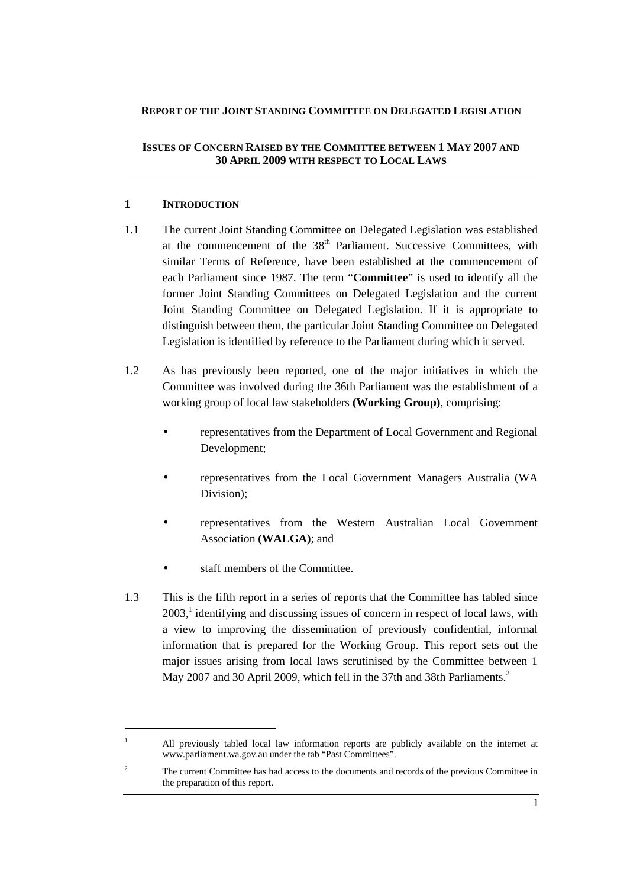**REPORT OF THE JOINT STANDING COMMITTEE ON DELEGATED LEGISLATION**

**ISSUES OF CONCERN RAISED BY THE COMMITTEE BETWEEN 1 MAY 2007 AND 30 APRIL 2009 WITH RESPECT TO LOCAL LAWS**

---

## 1 INTRODUCTION

1.1 The current Joint Standing Committee on Delegated Legislation was established at the commencement of the 38th Parliament. Successive Committees, with similar Terms of Reference, have been established at the commencement of each Parliament since 1987. The term "**Committee**" is used to identify all the former Joint Standing Committees on Delegated Legislation and the current Joint Standing Committee on Delegated Legislation. If it is appropriate to distinguish between them, the particular Joint Standing Committee on Delegated Legislation is identified by reference to the Parliament during which it served.

1.2 As has previously been reported, one of the major initiatives in which the Committee was involved during the 36th Parliament was the establishment of a working group of local law stakeholders **(Working Group)**, comprising:

- representatives from the Department of Local Government and Regional Development;
- representatives from the Local Government Managers Australia (WA Division);
- representatives from the Western Australian Local Government Association **(WALGA)**; and
- staff members of the Committee.

1.3 This is the fifth report in a series of reports that the Committee has tabled since 2003,[1] identifying and discussing issues of concern in respect of local laws, with a view to improving the dissemination of previously confidential, informal information that is prepared for the Working Group. This report sets out the major issues arising from local laws scrutinised by the Committee between 1 May 2007 and 30 April 2009, which fell in the 37th and 38th Parliaments.[2]

---

[1] All previously tabled local law information reports are publicly available on the internet at www.parliament.wa.gov.au under the tab "Past Committees".

[2] The current Committee has had access to the documents and records of the previous Committee in the preparation of this report.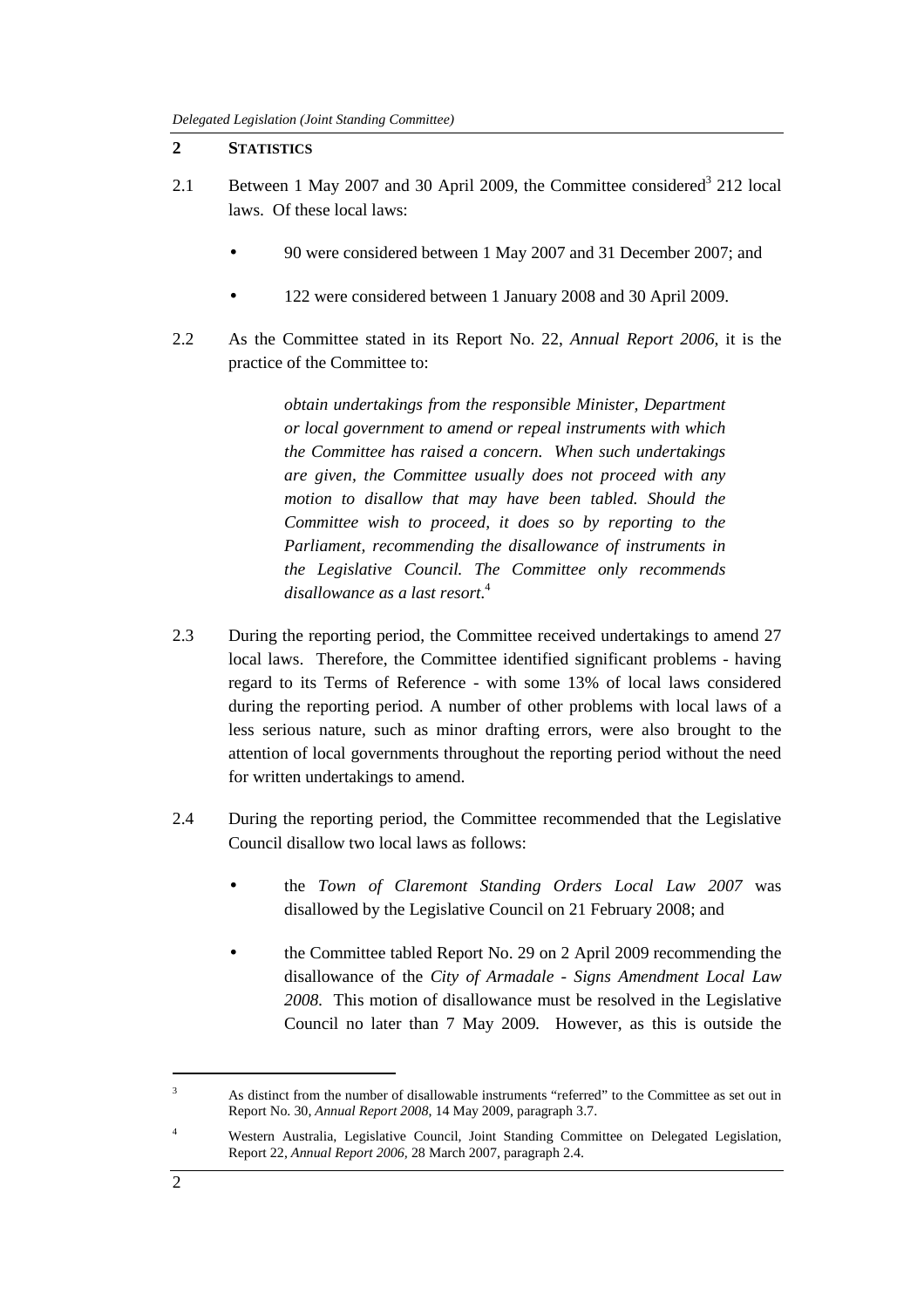## 2 STATISTICS

2.1 Between 1 May 2007 and 30 April 2009, the Committee considered[3] 212 local laws. Of these local laws:

- 90 were considered between 1 May 2007 and 31 December 2007; and
- 122 were considered between 1 January 2008 and 30 April 2009.

2.2 As the Committee stated in its Report No. 22, *Annual Report 2006*, it is the practice of the Committee to:

> *obtain undertakings from the responsible Minister, Department or local government to amend or repeal instruments with which the Committee has raised a concern. When such undertakings are given, the Committee usually does not proceed with any motion to disallow that may have been tabled. Should the Committee wish to proceed, it does so by reporting to the Parliament, recommending the disallowance of instruments in the Legislative Council. The Committee only recommends disallowance as a last resort.*[4]

2.3 During the reporting period, the Committee received undertakings to amend 27 local laws. Therefore, the Committee identified significant problems - having regard to its Terms of Reference - with some 13% of local laws considered during the reporting period. A number of other problems with local laws of a less serious nature, such as minor drafting errors, were also brought to the attention of local governments throughout the reporting period without the need for written undertakings to amend.

2.4 During the reporting period, the Committee recommended that the Legislative Council disallow two local laws as follows:

- the *Town of Claremont Standing Orders Local Law 2007* was disallowed by the Legislative Council on 21 February 2008; and
- the Committee tabled Report No. 29 on 2 April 2009 recommending the disallowance of the *City of Armadale - Signs Amendment Local Law 2008*. This motion of disallowance must be resolved in the Legislative Council no later than 7 May 2009. However, as this is outside the

---

[3] As distinct from the number of disallowable instruments "referred" to the Committee as set out in Report No. 30, *Annual Report 2008*, 14 May 2009, paragraph 3.7.

[4] Western Australia, Legislative Council, Joint Standing Committee on Delegated Legislation, Report 22, *Annual Report 2006*, 28 March 2007, paragraph 2.4.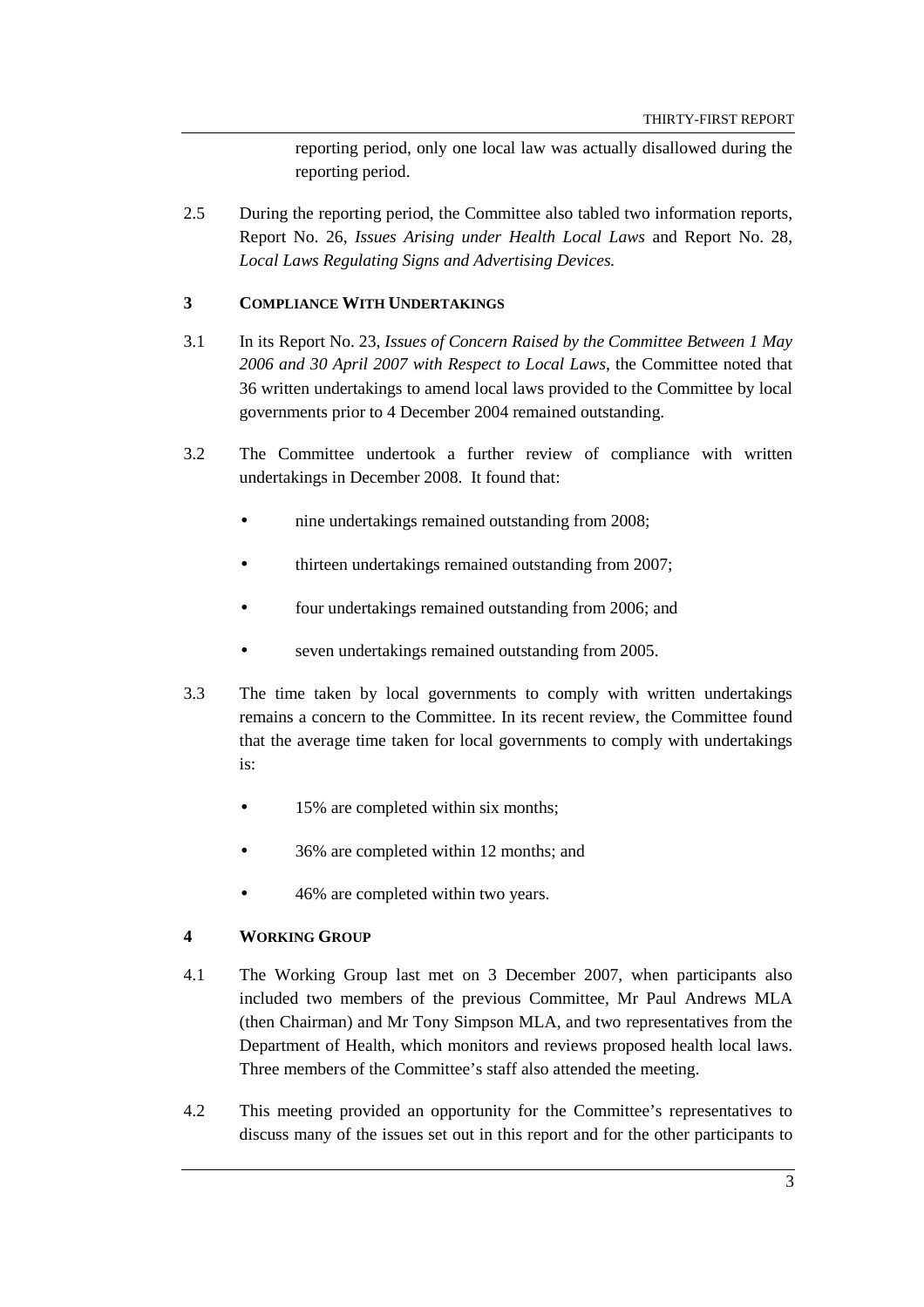reporting period, only one local law was actually disallowed during the reporting period.

2.5 During the reporting period, the Committee also tabled two information reports, Report No. 26, *Issues Arising under Health Local Laws* and Report No. 28, *Local Laws Regulating Signs and Advertising Devices.*

## 3 COMPLIANCE WITH UNDERTAKINGS

3.1 In its Report No. 23, *Issues of Concern Raised by the Committee Between 1 May 2006 and 30 April 2007 with Respect to Local Laws*, the Committee noted that 36 written undertakings to amend local laws provided to the Committee by local governments prior to 4 December 2004 remained outstanding.

3.2 The Committee undertook a further review of compliance with written undertakings in December 2008. It found that:

- nine undertakings remained outstanding from 2008;
- thirteen undertakings remained outstanding from 2007;
- four undertakings remained outstanding from 2006; and
- seven undertakings remained outstanding from 2005.

3.3 The time taken by local governments to comply with written undertakings remains a concern to the Committee. In its recent review, the Committee found that the average time taken for local governments to comply with undertakings is:

- 15% are completed within six months;
- 36% are completed within 12 months; and
- 46% are completed within two years.

## 4 WORKING GROUP

4.1 The Working Group last met on 3 December 2007, when participants also included two members of the previous Committee, Mr Paul Andrews MLA (then Chairman) and Mr Tony Simpson MLA, and two representatives from the Department of Health, which monitors and reviews proposed health local laws. Three members of the Committee's staff also attended the meeting.

4.2 This meeting provided an opportunity for the Committee's representatives to discuss many of the issues set out in this report and for the other participants to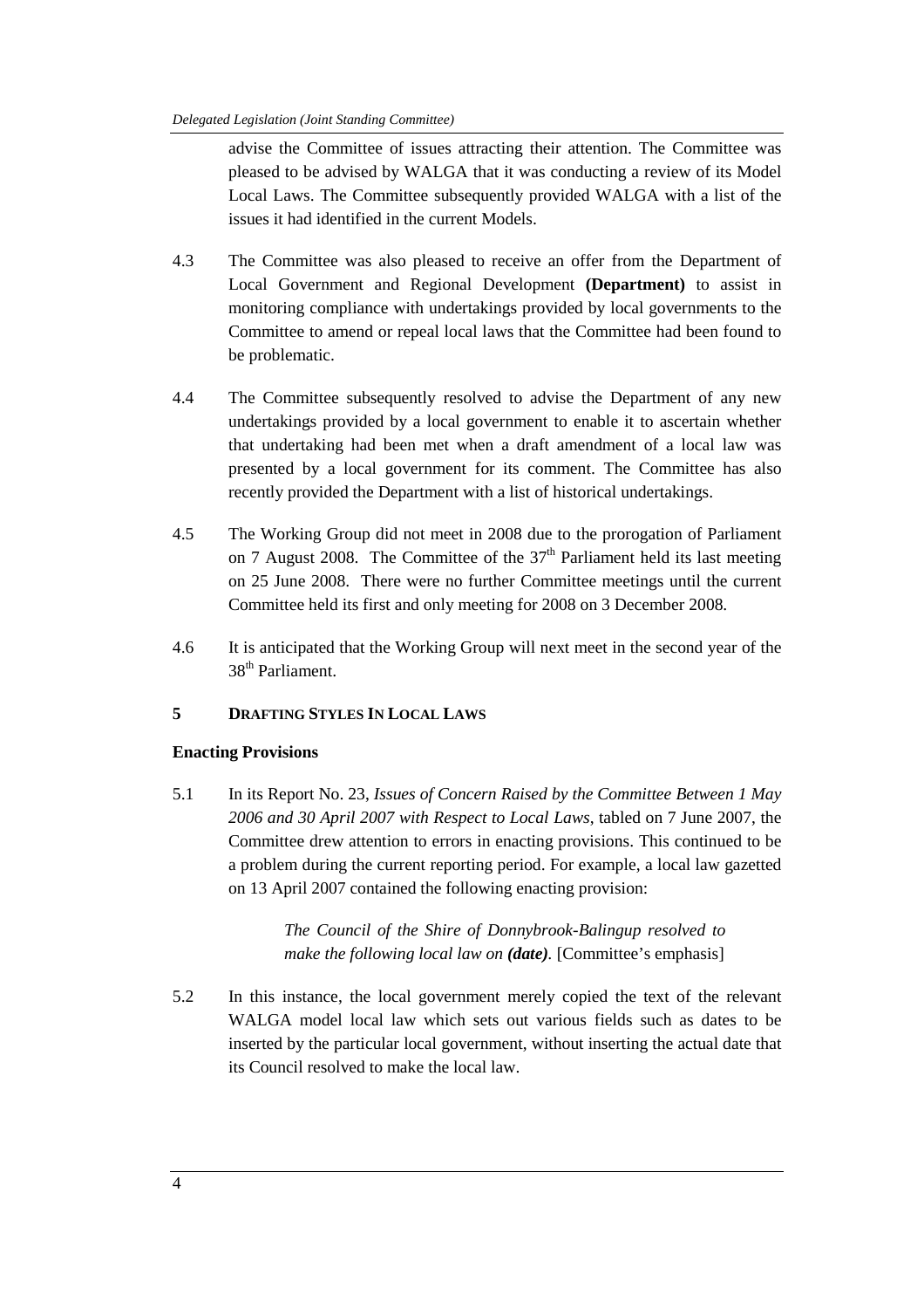advise the Committee of issues attracting their attention. The Committee was pleased to be advised by WALGA that it was conducting a review of its Model Local Laws. The Committee subsequently provided WALGA with a list of the issues it had identified in the current Models.

4.3 The Committee was also pleased to receive an offer from the Department of Local Government and Regional Development **(Department)** to assist in monitoring compliance with undertakings provided by local governments to the Committee to amend or repeal local laws that the Committee had been found to be problematic.

4.4 The Committee subsequently resolved to advise the Department of any new undertakings provided by a local government to enable it to ascertain whether that undertaking had been met when a draft amendment of a local law was presented by a local government for its comment. The Committee has also recently provided the Department with a list of historical undertakings.

4.5 The Working Group did not meet in 2008 due to the prorogation of Parliament on 7 August 2008. The Committee of the 37th Parliament held its last meeting on 25 June 2008. There were no further Committee meetings until the current Committee held its first and only meeting for 2008 on 3 December 2008.

4.6 It is anticipated that the Working Group will next meet in the second year of the 38th Parliament.

## 5 DRAFTING STYLES IN LOCAL LAWS

### Enacting Provisions

5.1 In its Report No. 23, *Issues of Concern Raised by the Committee Between 1 May 2006 and 30 April 2007 with Respect to Local Laws*, tabled on 7 June 2007, the Committee drew attention to errors in enacting provisions. This continued to be a problem during the current reporting period. For example, a local law gazetted on 13 April 2007 contained the following enacting provision:

> *The Council of the Shire of Donnybrook-Balingup resolved to make the following local law on **(date)**.* [Committee's emphasis]

5.2 In this instance, the local government merely copied the text of the relevant WALGA model local law which sets out various fields such as dates to be inserted by the particular local government, without inserting the actual date that its Council resolved to make the local law.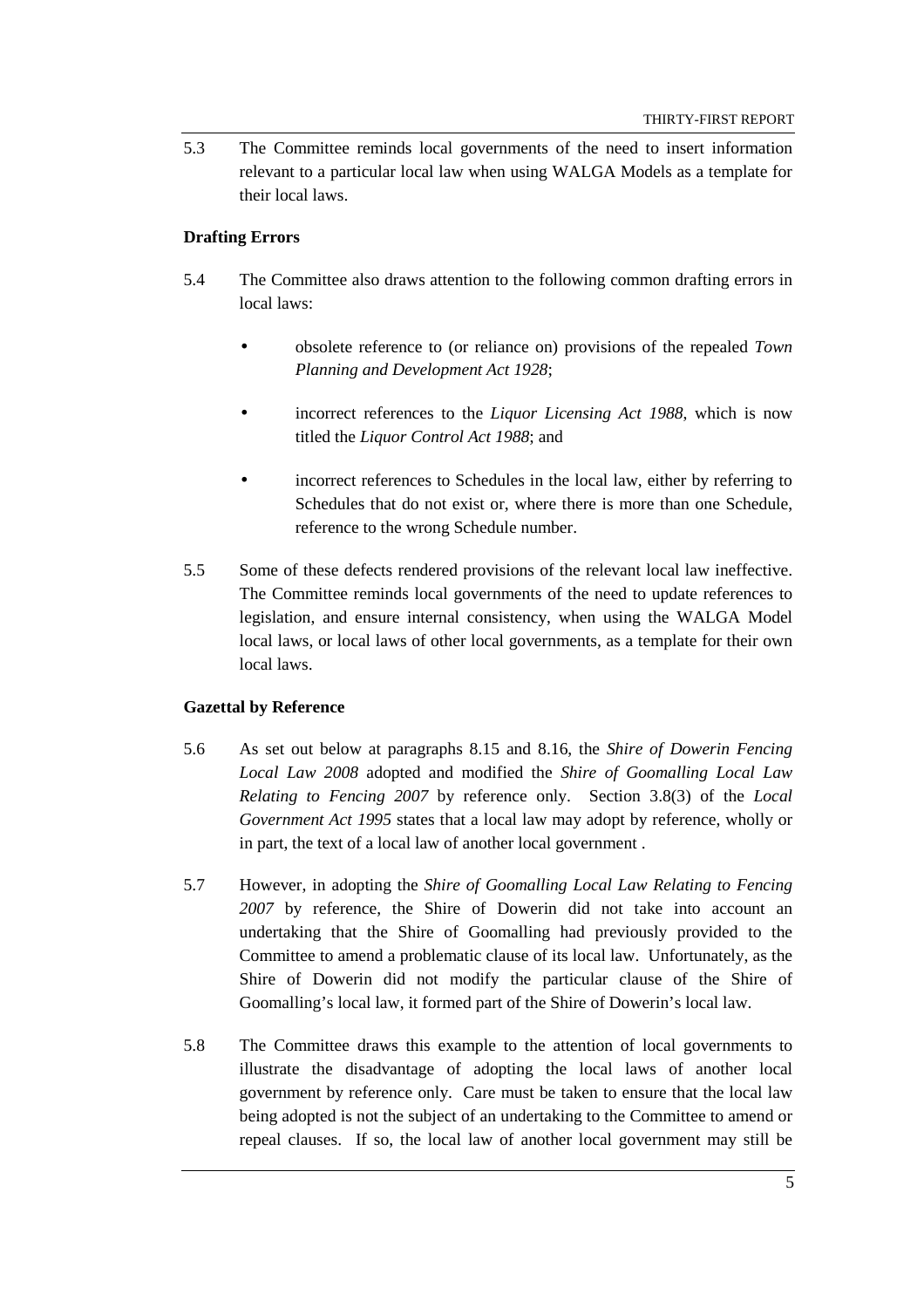5.3 The Committee reminds local governments of the need to insert information relevant to a particular local law when using WALGA Models as a template for their local laws.

**Drafting Errors**

5.4 The Committee also draws attention to the following common drafting errors in local laws:

- obsolete reference to (or reliance on) provisions of the repealed *Town Planning and Development Act 1928*;
- incorrect references to the *Liquor Licensing Act 1988*, which is now titled the *Liquor Control Act 1988*; and
- incorrect references to Schedules in the local law, either by referring to Schedules that do not exist or, where there is more than one Schedule, reference to the wrong Schedule number.

5.5 Some of these defects rendered provisions of the relevant local law ineffective. The Committee reminds local governments of the need to update references to legislation, and ensure internal consistency, when using the WALGA Model local laws, or local laws of other local governments, as a template for their own local laws.

**Gazettal by Reference**

5.6 As set out below at paragraphs 8.15 and 8.16, the *Shire of Dowerin Fencing Local Law 2008* adopted and modified the *Shire of Goomalling Local Law Relating to Fencing 2007* by reference only. Section 3.8(3) of the *Local Government Act 1995* states that a local law may adopt by reference, wholly or in part, the text of a local law of another local government .

5.7 However, in adopting the *Shire of Goomalling Local Law Relating to Fencing 2007* by reference, the Shire of Dowerin did not take into account an undertaking that the Shire of Goomalling had previously provided to the Committee to amend a problematic clause of its local law. Unfortunately, as the Shire of Dowerin did not modify the particular clause of the Shire of Goomalling's local law, it formed part of the Shire of Dowerin's local law.

5.8 The Committee draws this example to the attention of local governments to illustrate the disadvantage of adopting the local laws of another local government by reference only. Care must be taken to ensure that the local law being adopted is not the subject of an undertaking to the Committee to amend or repeal clauses. If so, the local law of another local government may still be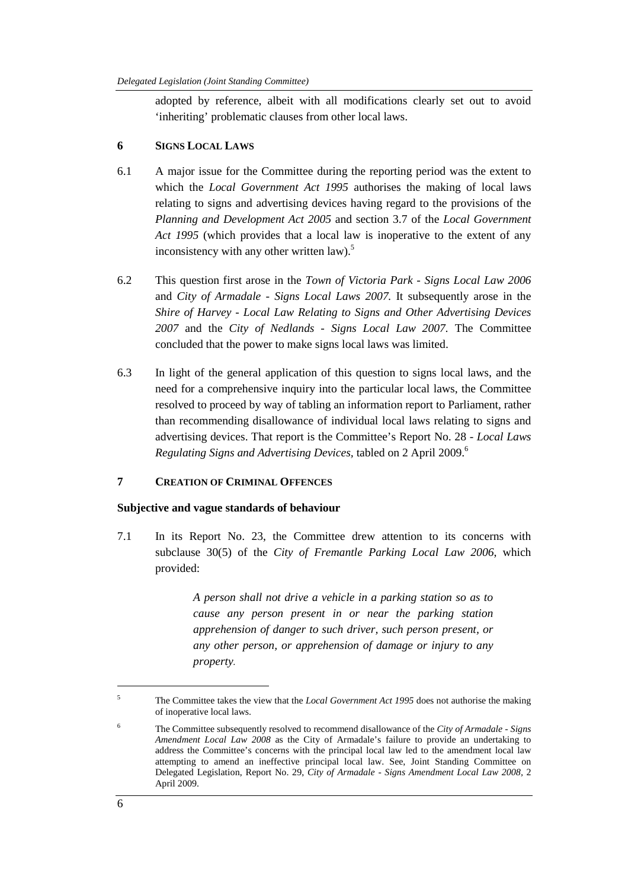adopted by reference, albeit with all modifications clearly set out to avoid 'inheriting' problematic clauses from other local laws.

## 6 SIGNS LOCAL LAWS

6.1 A major issue for the Committee during the reporting period was the extent to which the *Local Government Act 1995* authorises the making of local laws relating to signs and advertising devices having regard to the provisions of the *Planning and Development Act 2005* and section 3.7 of the *Local Government Act 1995* (which provides that a local law is inoperative to the extent of any inconsistency with any other written law).[5]

6.2 This question first arose in the *Town of Victoria Park - Signs Local Law 2006* and *City of Armadale - Signs Local Laws 2007*. It subsequently arose in the *Shire of Harvey - Local Law Relating to Signs and Other Advertising Devices 2007* and the *City of Nedlands - Signs Local Law 2007*. The Committee concluded that the power to make signs local laws was limited.

6.3 In light of the general application of this question to signs local laws, and the need for a comprehensive inquiry into the particular local laws, the Committee resolved to proceed by way of tabling an information report to Parliament, rather than recommending disallowance of individual local laws relating to signs and advertising devices. That report is the Committee's Report No. 28 - *Local Laws Regulating Signs and Advertising Devices*, tabled on 2 April 2009.[6]

## 7 CREATION OF CRIMINAL OFFENCES

### Subjective and vague standards of behaviour

7.1 In its Report No. 23, the Committee drew attention to its concerns with subclause 30(5) of the *City of Fremantle Parking Local Law 2006*, which provided:

> *A person shall not drive a vehicle in a parking station so as to cause any person present in or near the parking station apprehension of danger to such driver, such person present, or any other person, or apprehension of damage or injury to any property.*

---

[5] The Committee takes the view that the *Local Government Act 1995* does not authorise the making of inoperative local laws.

[6] The Committee subsequently resolved to recommend disallowance of the *City of Armadale - Signs Amendment Local Law 2008* as the City of Armadale's failure to provide an undertaking to address the Committee's concerns with the principal local law led to the amendment local law attempting to amend an ineffective principal local law. See, Joint Standing Committee on Delegated Legislation, Report No. 29, *City of Armadale - Signs Amendment Local Law 2008*, 2 April 2009.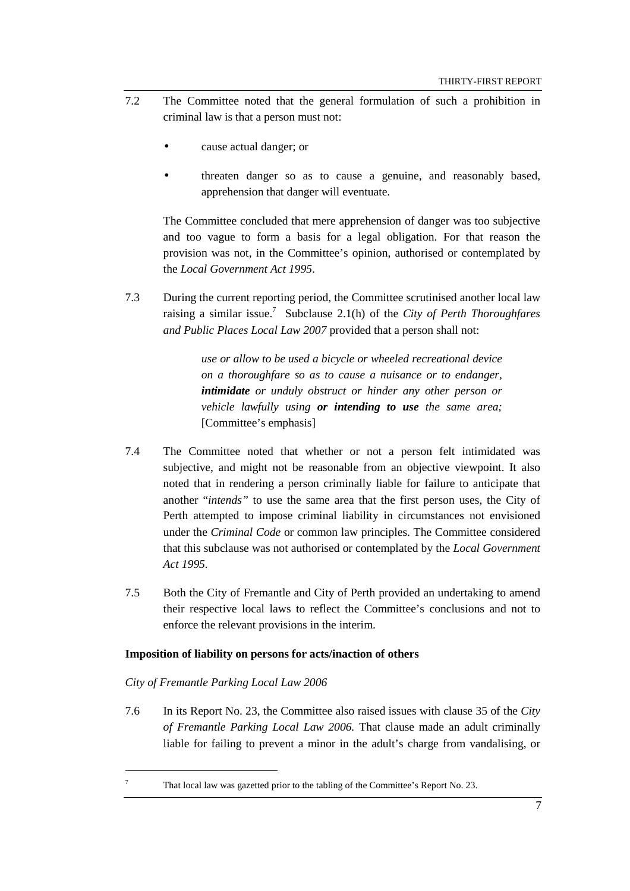7.2 The Committee noted that the general formulation of such a prohibition in criminal law is that a person must not:

- cause actual danger; or
- threaten danger so as to cause a genuine, and reasonably based, apprehension that danger will eventuate.

The Committee concluded that mere apprehension of danger was too subjective and too vague to form a basis for a legal obligation. For that reason the provision was not, in the Committee's opinion, authorised or contemplated by the *Local Government Act 1995*.

7.3 During the current reporting period, the Committee scrutinised another local law raising a similar issue.[7] Subclause 2.1(h) of the *City of Perth Thoroughfares and Public Places Local Law 2007* provided that a person shall not:

> *use or allow to be used a bicycle or wheeled recreational device on a thoroughfare so as to cause a nuisance or to endanger, **intimidate** or unduly obstruct or hinder any other person or vehicle lawfully using **or intending to use** the same area;* [Committee's emphasis]

7.4 The Committee noted that whether or not a person felt intimidated was subjective, and might not be reasonable from an objective viewpoint. It also noted that in rendering a person criminally liable for failure to anticipate that another "*intends"* to use the same area that the first person uses, the City of Perth attempted to impose criminal liability in circumstances not envisioned under the *Criminal Code* or common law principles. The Committee considered that this subclause was not authorised or contemplated by the *Local Government Act 1995.*

7.5 Both the City of Fremantle and City of Perth provided an undertaking to amend their respective local laws to reflect the Committee's conclusions and not to enforce the relevant provisions in the interim.

**Imposition of liability on persons for acts/inaction of others**

*City of Fremantle Parking Local Law 2006*

7.6 In its Report No. 23, the Committee also raised issues with clause 35 of the *City of Fremantle Parking Local Law 2006.* That clause made an adult criminally liable for failing to prevent a minor in the adult's charge from vandalising, or

---

[7] That local law was gazetted prior to the tabling of the Committee's Report No. 23.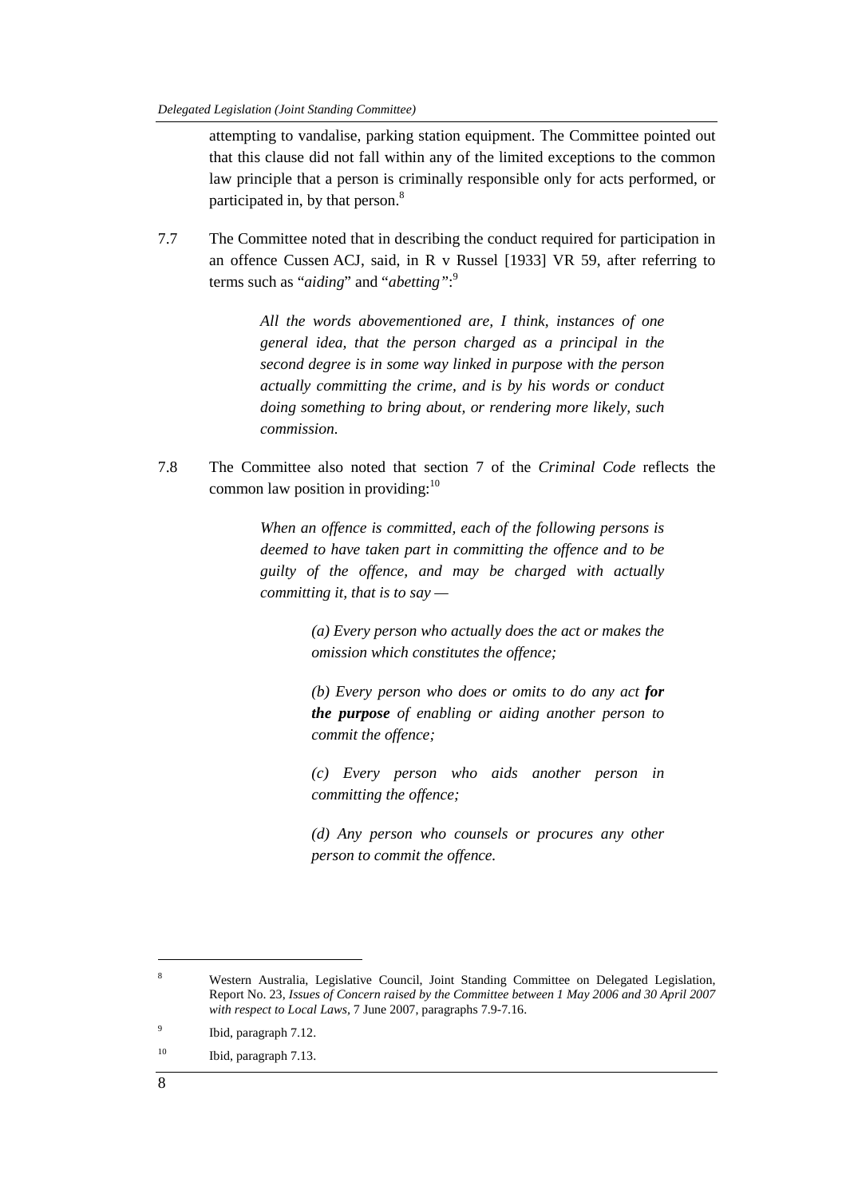attempting to vandalise, parking station equipment. The Committee pointed out that this clause did not fall within any of the limited exceptions to the common law principle that a person is criminally responsible only for acts performed, or participated in, by that person.[8]

7.7 The Committee noted that in describing the conduct required for participation in an offence Cussen ACJ, said, in R v Russel [1933] VR 59, after referring to terms such as "*aiding*" and "*abetting*":[9]

> *All the words abovementioned are, I think, instances of one general idea, that the person charged as a principal in the second degree is in some way linked in purpose with the person actually committing the crime, and is by his words or conduct doing something to bring about, or rendering more likely, such commission.*

7.8 The Committee also noted that section 7 of the *Criminal Code* reflects the common law position in providing:[10]

> *When an offence is committed, each of the following persons is deemed to have taken part in committing the offence and to be guilty of the offence, and may be charged with actually committing it, that is to say —*
>
> > *(a) Every person who actually does the act or makes the omission which constitutes the offence;*
> >
> > *(b) Every person who does or omits to do any act* ***for the purpose*** *of enabling or aiding another person to commit the offence;*
> >
> > *(c) Every person who aids another person in committing the offence;*
> >
> > *(d) Any person who counsels or procures any other person to commit the offence.*

---

[8] Western Australia, Legislative Council, Joint Standing Committee on Delegated Legislation, Report No. 23, *Issues of Concern raised by the Committee between 1 May 2006 and 30 April 2007 with respect to Local Laws*, 7 June 2007, paragraphs 7.9-7.16.

[9] Ibid, paragraph 7.12.

[10] Ibid, paragraph 7.13.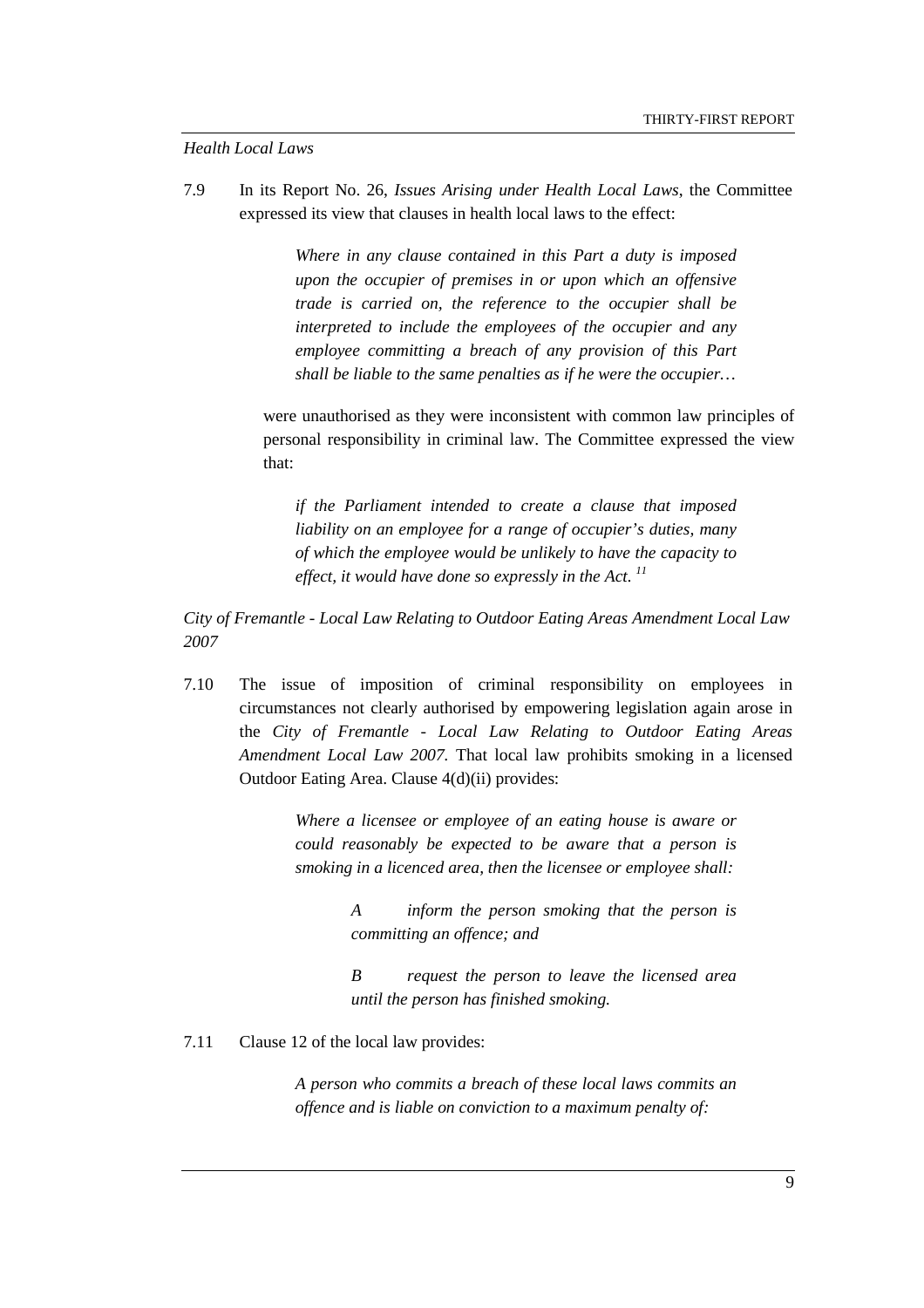*Health Local Laws*

7.9 In its Report No. 26, *Issues Arising under Health Local Laws*, the Committee expressed its view that clauses in health local laws to the effect:

> *Where in any clause contained in this Part a duty is imposed upon the occupier of premises in or upon which an offensive trade is carried on, the reference to the occupier shall be interpreted to include the employees of the occupier and any employee committing a breach of any provision of this Part shall be liable to the same penalties as if he were the occupier…*

were unauthorised as they were inconsistent with common law principles of personal responsibility in criminal law. The Committee expressed the view that:

> *if the Parliament intended to create a clause that imposed liability on an employee for a range of occupier's duties, many of which the employee would be unlikely to have the capacity to effect, it would have done so expressly in the Act.* [11]

*City of Fremantle - Local Law Relating to Outdoor Eating Areas Amendment Local Law 2007*

7.10 The issue of imposition of criminal responsibility on employees in circumstances not clearly authorised by empowering legislation again arose in the *City of Fremantle - Local Law Relating to Outdoor Eating Areas Amendment Local Law 2007.* That local law prohibits smoking in a licensed Outdoor Eating Area. Clause 4(d)(ii) provides:

> *Where a licensee or employee of an eating house is aware or could reasonably be expected to be aware that a person is smoking in a licenced area, then the licensee or employee shall:*
>
> > *A inform the person smoking that the person is committing an offence; and*
> >
> > *B request the person to leave the licensed area until the person has finished smoking.*

7.11 Clause 12 of the local law provides:

> *A person who commits a breach of these local laws commits an offence and is liable on conviction to a maximum penalty of:*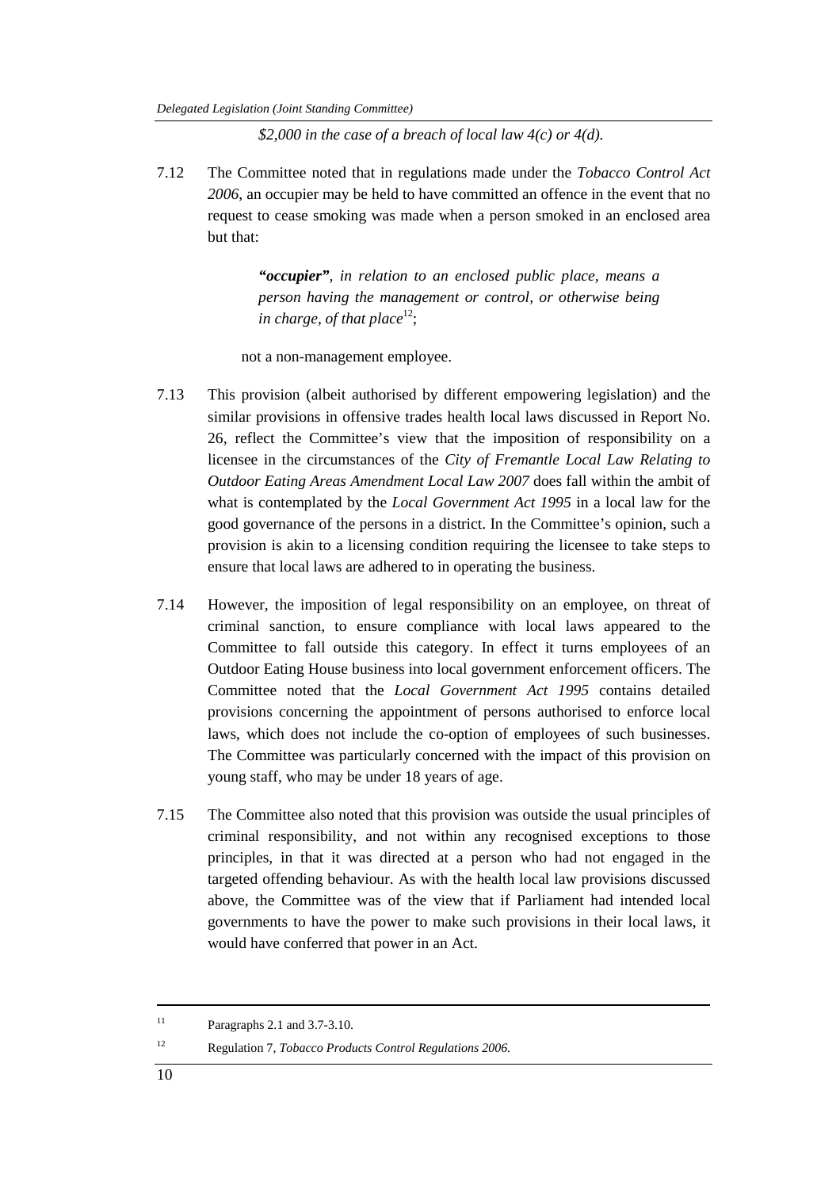*$2,000 in the case of a breach of local law 4(c) or 4(d).*

7.12 The Committee noted that in regulations made under the *Tobacco Control Act 2006*, an occupier may be held to have committed an offence in the event that no request to cease smoking was made when a person smoked in an enclosed area but that:

> ***"occupier"***, *in relation to an enclosed public place, means a person having the management or control, or otherwise being in charge, of that place*[12];

not a non-management employee.

7.13 This provision (albeit authorised by different empowering legislation) and the similar provisions in offensive trades health local laws discussed in Report No. 26, reflect the Committee's view that the imposition of responsibility on a licensee in the circumstances of the *City of Fremantle Local Law Relating to Outdoor Eating Areas Amendment Local Law 2007* does fall within the ambit of what is contemplated by the *Local Government Act 1995* in a local law for the good governance of the persons in a district. In the Committee's opinion, such a provision is akin to a licensing condition requiring the licensee to take steps to ensure that local laws are adhered to in operating the business.

7.14 However, the imposition of legal responsibility on an employee, on threat of criminal sanction, to ensure compliance with local laws appeared to the Committee to fall outside this category. In effect it turns employees of an Outdoor Eating House business into local government enforcement officers. The Committee noted that the *Local Government Act 1995* contains detailed provisions concerning the appointment of persons authorised to enforce local laws, which does not include the co-option of employees of such businesses. The Committee was particularly concerned with the impact of this provision on young staff, who may be under 18 years of age.

7.15 The Committee also noted that this provision was outside the usual principles of criminal responsibility, and not within any recognised exceptions to those principles, in that it was directed at a person who had not engaged in the targeted offending behaviour. As with the health local law provisions discussed above, the Committee was of the view that if Parliament had intended local governments to have the power to make such provisions in their local laws, it would have conferred that power in an Act.

---

[11] Paragraphs 2.1 and 3.7-3.10.

[12] Regulation 7, *Tobacco Products Control Regulations 2006.*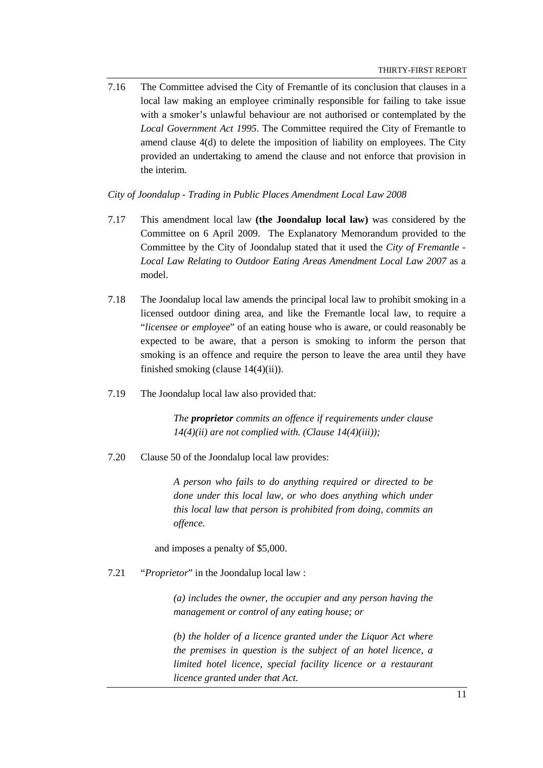7.16 The Committee advised the City of Fremantle of its conclusion that clauses in a local law making an employee criminally responsible for failing to take issue with a smoker's unlawful behaviour are not authorised or contemplated by the *Local Government Act 1995*. The Committee required the City of Fremantle to amend clause 4(d) to delete the imposition of liability on employees. The City provided an undertaking to amend the clause and not enforce that provision in the interim.

*City of Joondalup - Trading in Public Places Amendment Local Law 2008*

7.17 This amendment local law **(the Joondalup local law)** was considered by the Committee on 6 April 2009. The Explanatory Memorandum provided to the Committee by the City of Joondalup stated that it used the *City of Fremantle - Local Law Relating to Outdoor Eating Areas Amendment Local Law 2007* as a model.

7.18 The Joondalup local law amends the principal local law to prohibit smoking in a licensed outdoor dining area, and like the Fremantle local law, to require a "*licensee or employee*" of an eating house who is aware, or could reasonably be expected to be aware, that a person is smoking to inform the person that smoking is an offence and require the person to leave the area until they have finished smoking (clause 14(4)(ii)).

7.19 The Joondalup local law also provided that:

> *The **proprietor** commits an offence if requirements under clause 14(4)(ii) are not complied with. (Clause 14(4)(iii));*

7.20 Clause 50 of the Joondalup local law provides:

> *A person who fails to do anything required or directed to be done under this local law, or who does anything which under this local law that person is prohibited from doing, commits an offence.*

and imposes a penalty of $5,000.

7.21 "*Proprietor*" in the Joondalup local law :

> *(a) includes the owner, the occupier and any person having the management or control of any eating house; or*
>
> *(b) the holder of a licence granted under the Liquor Act where the premises in question is the subject of an hotel licence, a limited hotel licence, special facility licence or a restaurant licence granted under that Act.*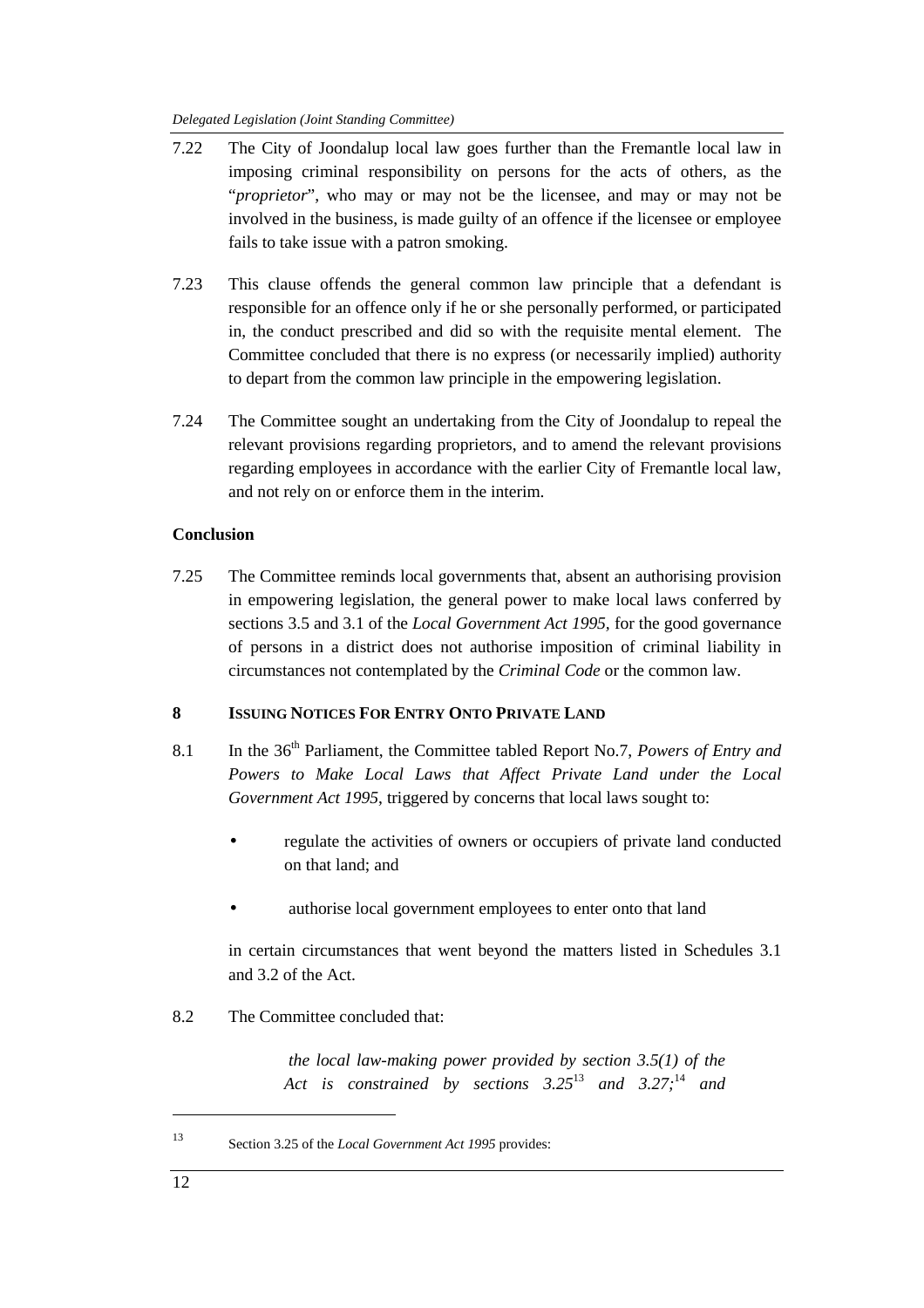7.22 The City of Joondalup local law goes further than the Fremantle local law in imposing criminal responsibility on persons for the acts of others, as the "*proprietor*", who may or may not be the licensee, and may or may not be involved in the business, is made guilty of an offence if the licensee or employee fails to take issue with a patron smoking.

7.23 This clause offends the general common law principle that a defendant is responsible for an offence only if he or she personally performed, or participated in, the conduct prescribed and did so with the requisite mental element. The Committee concluded that there is no express (or necessarily implied) authority to depart from the common law principle in the empowering legislation.

7.24 The Committee sought an undertaking from the City of Joondalup to repeal the relevant provisions regarding proprietors, and to amend the relevant provisions regarding employees in accordance with the earlier City of Fremantle local law, and not rely on or enforce them in the interim.

**Conclusion**

7.25 The Committee reminds local governments that, absent an authorising provision in empowering legislation, the general power to make local laws conferred by sections 3.5 and 3.1 of the *Local Government Act 1995*, for the good governance of persons in a district does not authorise imposition of criminal liability in circumstances not contemplated by the *Criminal Code* or the common law.

## 8 ISSUING NOTICES FOR ENTRY ONTO PRIVATE LAND

8.1 In the 36th Parliament, the Committee tabled Report No.7, *Powers of Entry and Powers to Make Local Laws that Affect Private Land under the Local Government Act 1995*, triggered by concerns that local laws sought to:

- regulate the activities of owners or occupiers of private land conducted on that land; and
- authorise local government employees to enter onto that land

in certain circumstances that went beyond the matters listed in Schedules 3.1 and 3.2 of the Act.

8.2 The Committee concluded that:

> *the local law-making power provided by section 3.5(1) of the Act is constrained by sections 3.25*[13] *and 3.27;*[14] *and*

---

13 Section 3.25 of the *Local Government Act 1995* provides: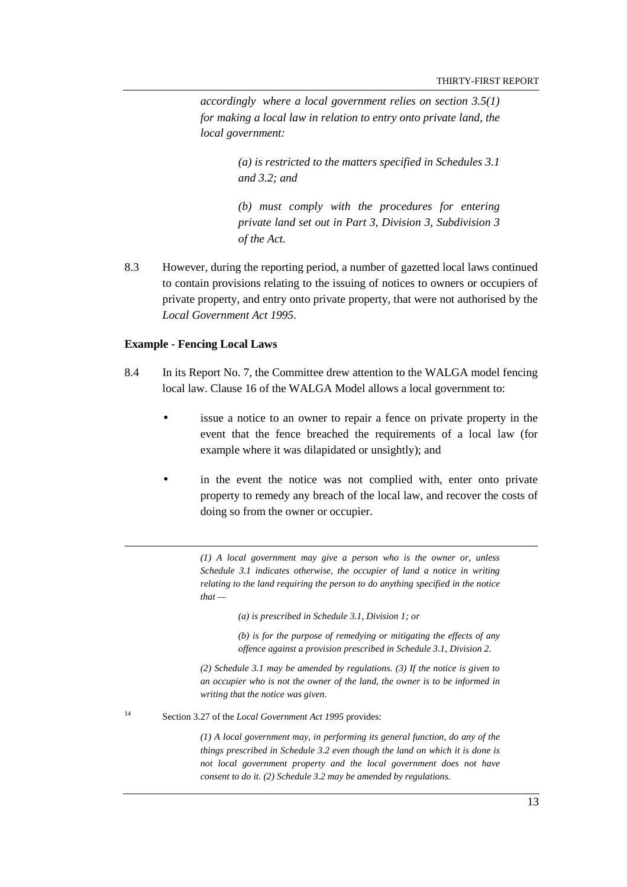> *accordingly where a local government relies on section 3.5(1) for making a local law in relation to entry onto private land, the local government:*
>
> > *(a) is restricted to the matters specified in Schedules 3.1 and 3.2; and*
> >
> > *(b) must comply with the procedures for entering private land set out in Part 3, Division 3, Subdivision 3 of the Act.*

8.3 However, during the reporting period, a number of gazetted local laws continued to contain provisions relating to the issuing of notices to owners or occupiers of private property, and entry onto private property, that were not authorised by the *Local Government Act 1995*.

**Example - Fencing Local Laws**

8.4 In its Report No. 7, the Committee drew attention to the WALGA model fencing local law. Clause 16 of the WALGA Model allows a local government to:

- issue a notice to an owner to repair a fence on private property in the event that the fence breached the requirements of a local law (for example where it was dilapidated or unsightly); and
- in the event the notice was not complied with, enter onto private property to remedy any breach of the local law, and recover the costs of doing so from the owner or occupier.

---

> *(1) A local government may give a person who is the owner or, unless Schedule 3.1 indicates otherwise, the occupier of land a notice in writing relating to the land requiring the person to do anything specified in the notice that —*
>
> > *(a) is prescribed in Schedule 3.1, Division 1; or*
> >
> > *(b) is for the purpose of remedying or mitigating the effects of any offence against a provision prescribed in Schedule 3.1, Division 2.*
>
> *(2) Schedule 3.1 may be amended by regulations. (3) If the notice is given to an occupier who is not the owner of the land, the owner is to be informed in writing that the notice was given.*

[14] Section 3.27 of the *Local Government Act 1995* provides:

> *(1) A local government may, in performing its general function, do any of the things prescribed in Schedule 3.2 even though the land on which it is done is not local government property and the local government does not have consent to do it. (2) Schedule 3.2 may be amended by regulations.*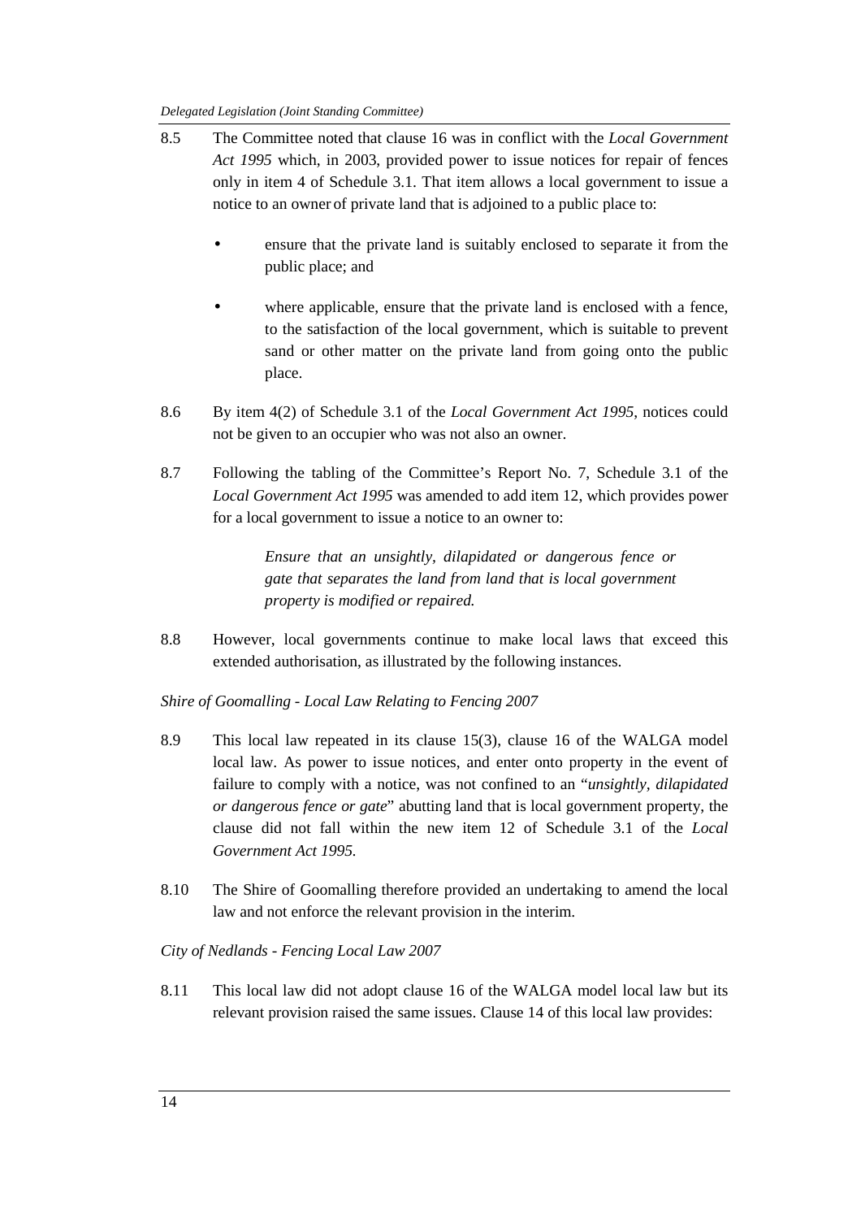8.5 The Committee noted that clause 16 was in conflict with the *Local Government Act 1995* which, in 2003, provided power to issue notices for repair of fences only in item 4 of Schedule 3.1. That item allows a local government to issue a notice to an owner of private land that is adjoined to a public place to:

- ensure that the private land is suitably enclosed to separate it from the public place; and

- where applicable, ensure that the private land is enclosed with a fence, to the satisfaction of the local government, which is suitable to prevent sand or other matter on the private land from going onto the public place.

8.6 By item 4(2) of Schedule 3.1 of the *Local Government Act 1995*, notices could not be given to an occupier who was not also an owner.

8.7 Following the tabling of the Committee's Report No. 7, Schedule 3.1 of the *Local Government Act 1995* was amended to add item 12, which provides power for a local government to issue a notice to an owner to:

> *Ensure that an unsightly, dilapidated or dangerous fence or gate that separates the land from land that is local government property is modified or repaired.*

8.8 However, local governments continue to make local laws that exceed this extended authorisation, as illustrated by the following instances.

*Shire of Goomalling - Local Law Relating to Fencing 2007*

8.9 This local law repeated in its clause 15(3), clause 16 of the WALGA model local law. As power to issue notices, and enter onto property in the event of failure to comply with a notice, was not confined to an "*unsightly, dilapidated or dangerous fence or gate*" abutting land that is local government property, the clause did not fall within the new item 12 of Schedule 3.1 of the *Local Government Act 1995.*

8.10 The Shire of Goomalling therefore provided an undertaking to amend the local law and not enforce the relevant provision in the interim.

*City of Nedlands - Fencing Local Law 2007*

8.11 This local law did not adopt clause 16 of the WALGA model local law but its relevant provision raised the same issues. Clause 14 of this local law provides: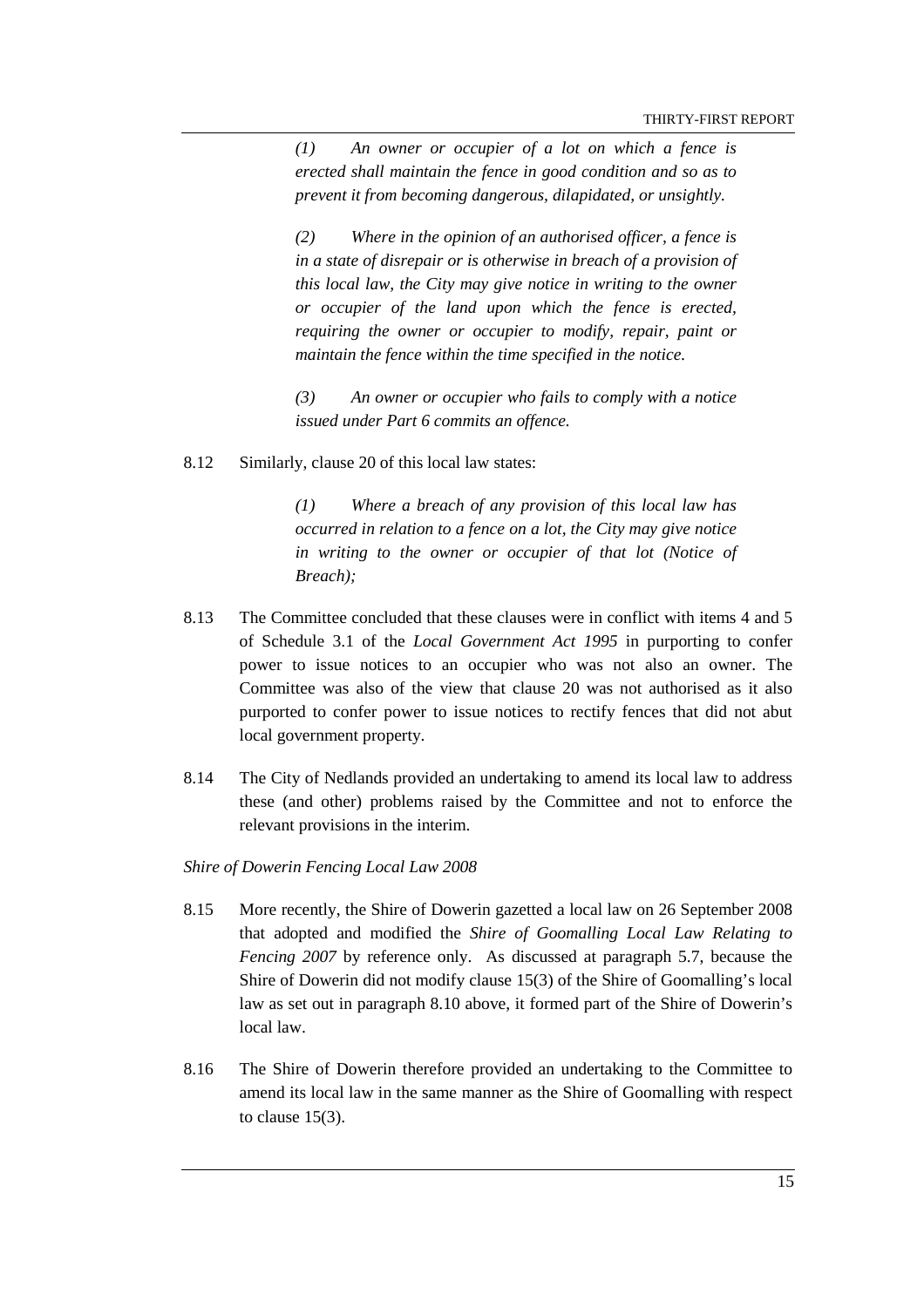> *(1) An owner or occupier of a lot on which a fence is erected shall maintain the fence in good condition and so as to prevent it from becoming dangerous, dilapidated, or unsightly.*
>
> *(2) Where in the opinion of an authorised officer, a fence is in a state of disrepair or is otherwise in breach of a provision of this local law, the City may give notice in writing to the owner or occupier of the land upon which the fence is erected, requiring the owner or occupier to modify, repair, paint or maintain the fence within the time specified in the notice.*
>
> *(3) An owner or occupier who fails to comply with a notice issued under Part 6 commits an offence.*

8.12 Similarly, clause 20 of this local law states:

> *(1) Where a breach of any provision of this local law has occurred in relation to a fence on a lot, the City may give notice in writing to the owner or occupier of that lot (Notice of Breach);*

8.13 The Committee concluded that these clauses were in conflict with items 4 and 5 of Schedule 3.1 of the *Local Government Act 1995* in purporting to confer power to issue notices to an occupier who was not also an owner. The Committee was also of the view that clause 20 was not authorised as it also purported to confer power to issue notices to rectify fences that did not abut local government property.

8.14 The City of Nedlands provided an undertaking to amend its local law to address these (and other) problems raised by the Committee and not to enforce the relevant provisions in the interim.

*Shire of Dowerin Fencing Local Law 2008*

8.15 More recently, the Shire of Dowerin gazetted a local law on 26 September 2008 that adopted and modified the *Shire of Goomalling Local Law Relating to Fencing 2007* by reference only. As discussed at paragraph 5.7, because the Shire of Dowerin did not modify clause 15(3) of the Shire of Goomalling's local law as set out in paragraph 8.10 above, it formed part of the Shire of Dowerin's local law.

8.16 The Shire of Dowerin therefore provided an undertaking to the Committee to amend its local law in the same manner as the Shire of Goomalling with respect to clause 15(3).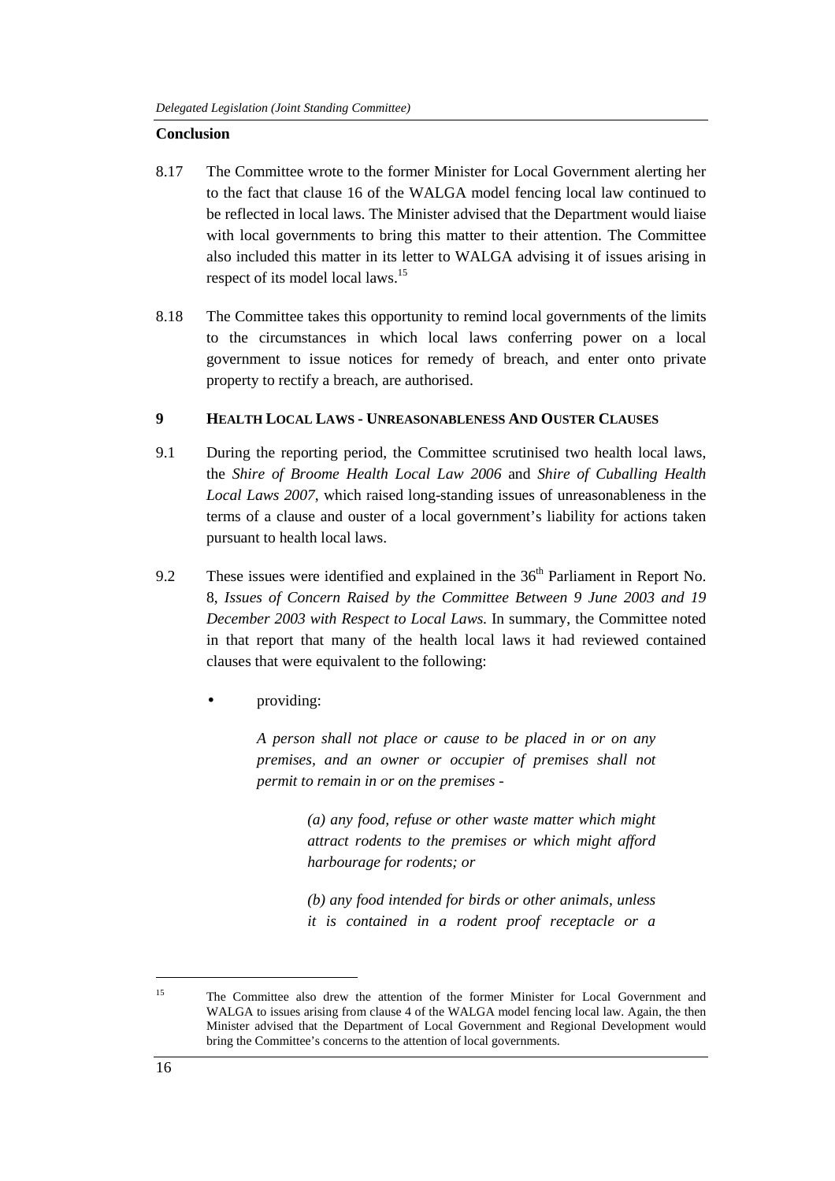**Conclusion**

8.17 The Committee wrote to the former Minister for Local Government alerting her to the fact that clause 16 of the WALGA model fencing local law continued to be reflected in local laws. The Minister advised that the Department would liaise with local governments to bring this matter to their attention. The Committee also included this matter in its letter to WALGA advising it of issues arising in respect of its model local laws.[15]

8.18 The Committee takes this opportunity to remind local governments of the limits to the circumstances in which local laws conferring power on a local government to issue notices for remedy of breach, and enter onto private property to rectify a breach, are authorised.

## 9 HEALTH LOCAL LAWS - UNREASONABLENESS AND OUSTER CLAUSES

9.1 During the reporting period, the Committee scrutinised two health local laws, the *Shire of Broome Health Local Law 2006* and *Shire of Cuballing Health Local Laws 2007*, which raised long-standing issues of unreasonableness in the terms of a clause and ouster of a local government's liability for actions taken pursuant to health local laws.

9.2 These issues were identified and explained in the 36th Parliament in Report No. 8, *Issues of Concern Raised by the Committee Between 9 June 2003 and 19 December 2003 with Respect to Local Laws.* In summary, the Committee noted in that report that many of the health local laws it had reviewed contained clauses that were equivalent to the following:

- providing:

> *A person shall not place or cause to be placed in or on any premises, and an owner or occupier of premises shall not permit to remain in or on the premises -*
>
> > *(a) any food, refuse or other waste matter which might attract rodents to the premises or which might afford harbourage for rodents; or*
> >
> > *(b) any food intended for birds or other animals, unless it is contained in a rodent proof receptacle or a*

---

[15] The Committee also drew the attention of the former Minister for Local Government and WALGA to issues arising from clause 4 of the WALGA model fencing local law. Again, the then Minister advised that the Department of Local Government and Regional Development would bring the Committee's concerns to the attention of local governments.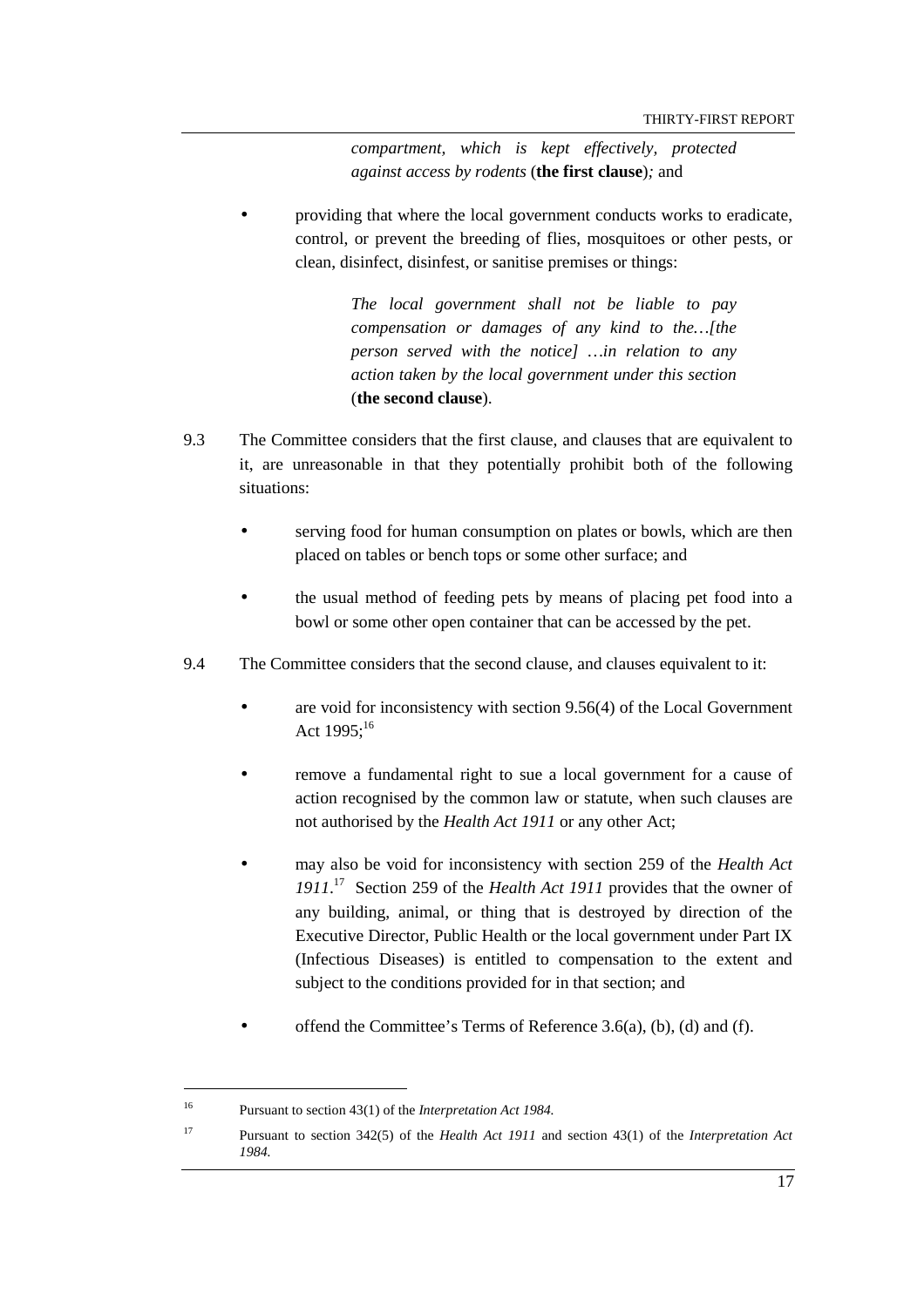> *compartment, which is kept effectively, protected against access by rodents* (**the first clause**)*;* and

- providing that where the local government conducts works to eradicate, control, or prevent the breeding of flies, mosquitoes or other pests, or clean, disinfect, disinfest, or sanitise premises or things:

> *The local government shall not be liable to pay compensation or damages of any kind to the…[the person served with the notice] …in relation to any action taken by the local government under this section* (**the second clause**).

9.3 The Committee considers that the first clause, and clauses that are equivalent to it, are unreasonable in that they potentially prohibit both of the following situations:

- serving food for human consumption on plates or bowls, which are then placed on tables or bench tops or some other surface; and
- the usual method of feeding pets by means of placing pet food into a bowl or some other open container that can be accessed by the pet.

9.4 The Committee considers that the second clause, and clauses equivalent to it:

- are void for inconsistency with section 9.56(4) of the Local Government Act 1995;[16]
- remove a fundamental right to sue a local government for a cause of action recognised by the common law or statute, when such clauses are not authorised by the *Health Act 1911* or any other Act;
- may also be void for inconsistency with section 259 of the *Health Act 1911*.[17] Section 259 of the *Health Act 1911* provides that the owner of any building, animal, or thing that is destroyed by direction of the Executive Director, Public Health or the local government under Part IX (Infectious Diseases) is entitled to compensation to the extent and subject to the conditions provided for in that section; and
- offend the Committee's Terms of Reference 3.6(a), (b), (d) and (f).

---

[16] Pursuant to section 43(1) of the *Interpretation Act 1984.*

[17] Pursuant to section 342(5) of the *Health Act 1911* and section 43(1) of the *Interpretation Act 1984.*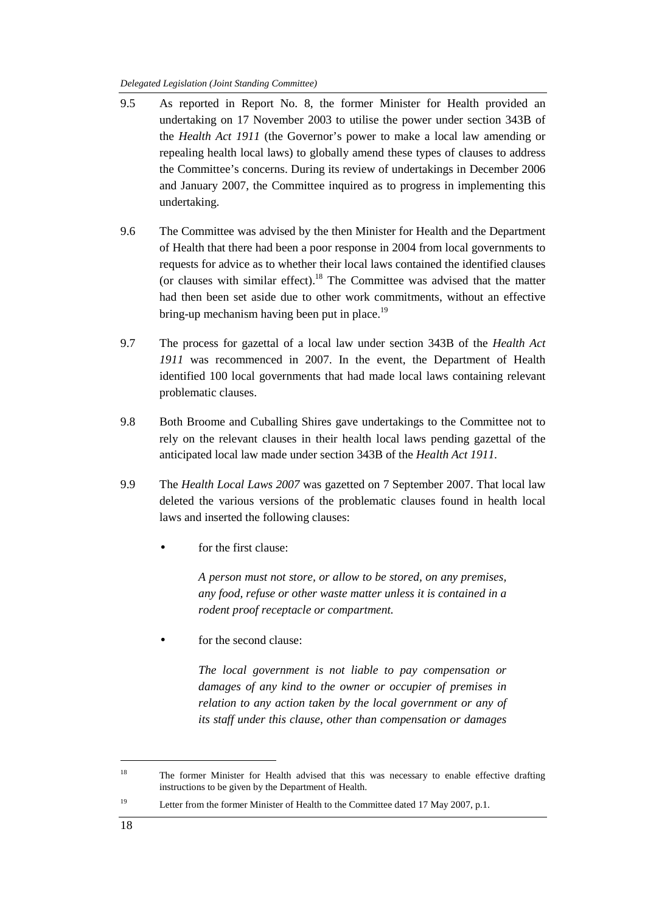9.5 As reported in Report No. 8, the former Minister for Health provided an undertaking on 17 November 2003 to utilise the power under section 343B of the *Health Act 1911* (the Governor's power to make a local law amending or repealing health local laws) to globally amend these types of clauses to address the Committee's concerns. During its review of undertakings in December 2006 and January 2007, the Committee inquired as to progress in implementing this undertaking.

9.6 The Committee was advised by the then Minister for Health and the Department of Health that there had been a poor response in 2004 from local governments to requests for advice as to whether their local laws contained the identified clauses (or clauses with similar effect).[18] The Committee was advised that the matter had then been set aside due to other work commitments, without an effective bring-up mechanism having been put in place.[19]

9.7 The process for gazettal of a local law under section 343B of the *Health Act 1911* was recommenced in 2007. In the event, the Department of Health identified 100 local governments that had made local laws containing relevant problematic clauses.

9.8 Both Broome and Cuballing Shires gave undertakings to the Committee not to rely on the relevant clauses in their health local laws pending gazettal of the anticipated local law made under section 343B of the *Health Act 1911*.

9.9 The *Health Local Laws 2007* was gazetted on 7 September 2007. That local law deleted the various versions of the problematic clauses found in health local laws and inserted the following clauses:

- for the first clause:

  > *A person must not store, or allow to be stored, on any premises, any food, refuse or other waste matter unless it is contained in a rodent proof receptacle or compartment.*

- for the second clause:

  > *The local government is not liable to pay compensation or damages of any kind to the owner or occupier of premises in relation to any action taken by the local government or any of its staff under this clause, other than compensation or damages*

---

[18] The former Minister for Health advised that this was necessary to enable effective drafting instructions to be given by the Department of Health.

[19] Letter from the former Minister of Health to the Committee dated 17 May 2007, p.1.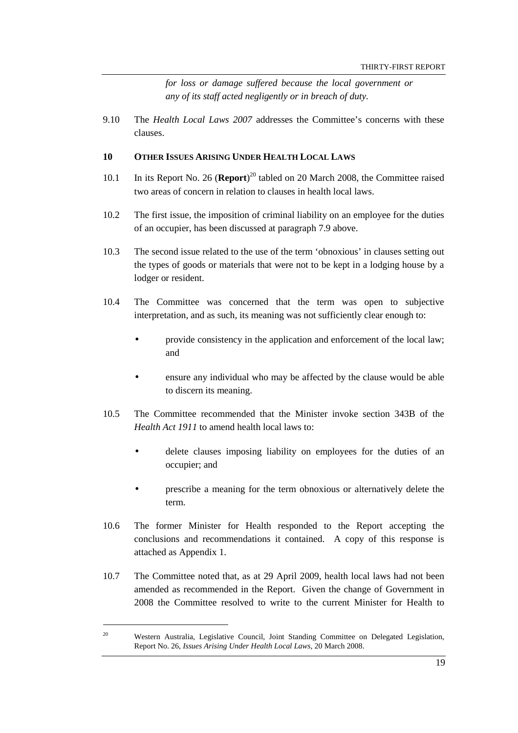*for loss or damage suffered because the local government or any of its staff acted negligently or in breach of duty.*

9.10 The *Health Local Laws 2007* addresses the Committee's concerns with these clauses.

## 10 OTHER ISSUES ARISING UNDER HEALTH LOCAL LAWS

10.1 In its Report No. 26 (**Report**)[20] tabled on 20 March 2008, the Committee raised two areas of concern in relation to clauses in health local laws.

10.2 The first issue, the imposition of criminal liability on an employee for the duties of an occupier, has been discussed at paragraph 7.9 above.

10.3 The second issue related to the use of the term 'obnoxious' in clauses setting out the types of goods or materials that were not to be kept in a lodging house by a lodger or resident.

10.4 The Committee was concerned that the term was open to subjective interpretation, and as such, its meaning was not sufficiently clear enough to:

- provide consistency in the application and enforcement of the local law; and
- ensure any individual who may be affected by the clause would be able to discern its meaning.

10.5 The Committee recommended that the Minister invoke section 343B of the *Health Act 1911* to amend health local laws to:

- delete clauses imposing liability on employees for the duties of an occupier; and
- prescribe a meaning for the term obnoxious or alternatively delete the term.

10.6 The former Minister for Health responded to the Report accepting the conclusions and recommendations it contained. A copy of this response is attached as Appendix 1.

10.7 The Committee noted that, as at 29 April 2009, health local laws had not been amended as recommended in the Report. Given the change of Government in 2008 the Committee resolved to write to the current Minister for Health to

---

[20] Western Australia, Legislative Council, Joint Standing Committee on Delegated Legislation, Report No. 26, *Issues Arising Under Health Local Laws*, 20 March 2008.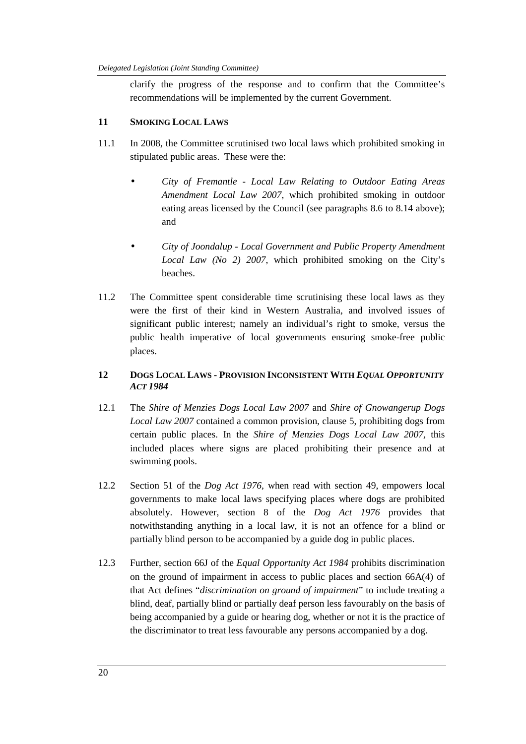clarify the progress of the response and to confirm that the Committee's recommendations will be implemented by the current Government.

## 11 SMOKING LOCAL LAWS

11.1 In 2008, the Committee scrutinised two local laws which prohibited smoking in stipulated public areas. These were the:

- *City of Fremantle - Local Law Relating to Outdoor Eating Areas Amendment Local Law 2007*, which prohibited smoking in outdoor eating areas licensed by the Council (see paragraphs 8.6 to 8.14 above); and
- *City of Joondalup - Local Government and Public Property Amendment Local Law (No 2) 2007*, which prohibited smoking on the City's beaches.

11.2 The Committee spent considerable time scrutinising these local laws as they were the first of their kind in Western Australia, and involved issues of significant public interest; namely an individual's right to smoke, versus the public health imperative of local governments ensuring smoke-free public places.

## 12 DOGS LOCAL LAWS - PROVISION INCONSISTENT WITH *EQUAL OPPORTUNITY ACT 1984*

12.1 The *Shire of Menzies Dogs Local Law 2007* and *Shire of Gnowangerup Dogs Local Law 2007* contained a common provision, clause 5, prohibiting dogs from certain public places. In the *Shire of Menzies Dogs Local Law 2007*, this included places where signs are placed prohibiting their presence and at swimming pools.

12.2 Section 51 of the *Dog Act 1976*, when read with section 49, empowers local governments to make local laws specifying places where dogs are prohibited absolutely. However, section 8 of the *Dog Act 1976* provides that notwithstanding anything in a local law, it is not an offence for a blind or partially blind person to be accompanied by a guide dog in public places.

12.3 Further, section 66J of the *Equal Opportunity Act 1984* prohibits discrimination on the ground of impairment in access to public places and section 66A(4) of that Act defines "*discrimination on ground of impairment*" to include treating a blind, deaf, partially blind or partially deaf person less favourably on the basis of being accompanied by a guide or hearing dog, whether or not it is the practice of the discriminator to treat less favourable any persons accompanied by a dog.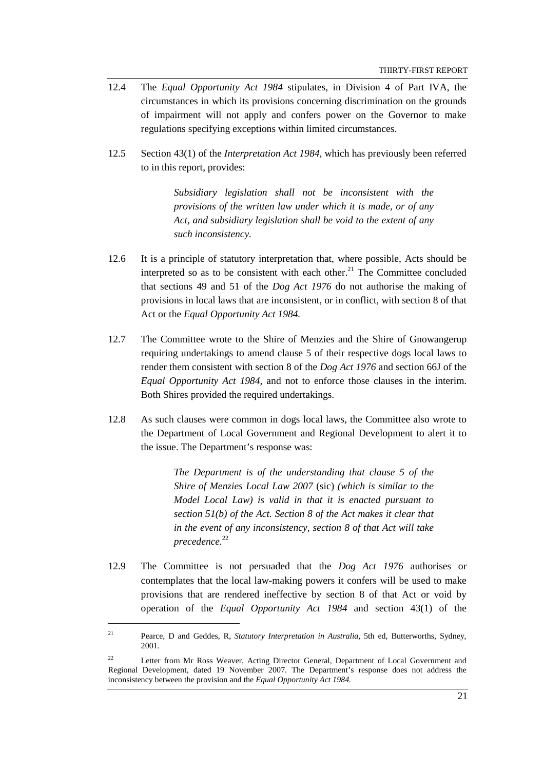12.4 The *Equal Opportunity Act 1984* stipulates, in Division 4 of Part IVA, the circumstances in which its provisions concerning discrimination on the grounds of impairment will not apply and confers power on the Governor to make regulations specifying exceptions within limited circumstances.

12.5 Section 43(1) of the *Interpretation Act 1984*, which has previously been referred to in this report, provides:

> *Subsidiary legislation shall not be inconsistent with the provisions of the written law under which it is made, or of any Act, and subsidiary legislation shall be void to the extent of any such inconsistency.*

12.6 It is a principle of statutory interpretation that, where possible, Acts should be interpreted so as to be consistent with each other.[21] The Committee concluded that sections 49 and 51 of the *Dog Act 1976* do not authorise the making of provisions in local laws that are inconsistent, or in conflict, with section 8 of that Act or the *Equal Opportunity Act 1984.*

12.7 The Committee wrote to the Shire of Menzies and the Shire of Gnowangerup requiring undertakings to amend clause 5 of their respective dogs local laws to render them consistent with section 8 of the *Dog Act 1976* and section 66J of the *Equal Opportunity Act 1984,* and not to enforce those clauses in the interim. Both Shires provided the required undertakings.

12.8 As such clauses were common in dogs local laws, the Committee also wrote to the Department of Local Government and Regional Development to alert it to the issue. The Department's response was:

> *The Department is of the understanding that clause 5 of the Shire of Menzies Local Law 2007* (sic) *(which is similar to the Model Local Law) is valid in that it is enacted pursuant to section 51(b) of the Act. Section 8 of the Act makes it clear that in the event of any inconsistency, section 8 of that Act will take precedence.*[22]

12.9 The Committee is not persuaded that the *Dog Act 1976* authorises or contemplates that the local law-making powers it confers will be used to make provisions that are rendered ineffective by section 8 of that Act or void by operation of the *Equal Opportunity Act 1984* and section 43(1) of the

---

[21] Pearce, D and Geddes, R, *Statutory Interpretation in Australia*, 5th ed, Butterworths, Sydney, 2001.

[22] Letter from Mr Ross Weaver, Acting Director General, Department of Local Government and Regional Development, dated 19 November 2007. The Department's response does not address the inconsistency between the provision and the *Equal Opportunity Act 1984.*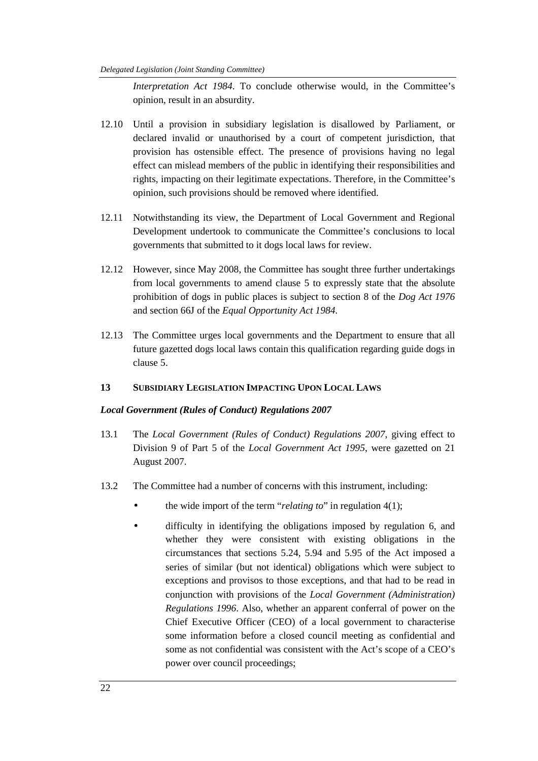*Interpretation Act 1984*. To conclude otherwise would, in the Committee's opinion, result in an absurdity.

12.10 Until a provision in subsidiary legislation is disallowed by Parliament, or declared invalid or unauthorised by a court of competent jurisdiction, that provision has ostensible effect. The presence of provisions having no legal effect can mislead members of the public in identifying their responsibilities and rights, impacting on their legitimate expectations. Therefore, in the Committee's opinion, such provisions should be removed where identified.

12.11 Notwithstanding its view, the Department of Local Government and Regional Development undertook to communicate the Committee's conclusions to local governments that submitted to it dogs local laws for review.

12.12 However, since May 2008, the Committee has sought three further undertakings from local governments to amend clause 5 to expressly state that the absolute prohibition of dogs in public places is subject to section 8 of the *Dog Act 1976* and section 66J of the *Equal Opportunity Act 1984*.

12.13 The Committee urges local governments and the Department to ensure that all future gazetted dogs local laws contain this qualification regarding guide dogs in clause 5.

## 13 SUBSIDIARY LEGISLATION IMPACTING UPON LOCAL LAWS

### *Local Government (Rules of Conduct) Regulations 2007*

13.1 The *Local Government (Rules of Conduct) Regulations 2007*, giving effect to Division 9 of Part 5 of the *Local Government Act 1995*, were gazetted on 21 August 2007.

13.2 The Committee had a number of concerns with this instrument, including:

- the wide import of the term "*relating to*" in regulation 4(1);
- difficulty in identifying the obligations imposed by regulation 6, and whether they were consistent with existing obligations in the circumstances that sections 5.24, 5.94 and 5.95 of the Act imposed a series of similar (but not identical) obligations which were subject to exceptions and provisos to those exceptions, and that had to be read in conjunction with provisions of the *Local Government (Administration) Regulations 1996*. Also, whether an apparent conferral of power on the Chief Executive Officer (CEO) of a local government to characterise some information before a closed council meeting as confidential and some as not confidential was consistent with the Act's scope of a CEO's power over council proceedings;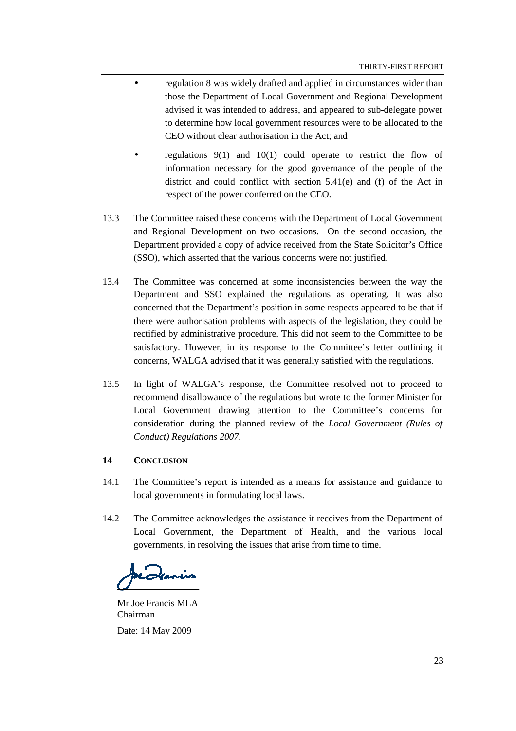- regulation 8 was widely drafted and applied in circumstances wider than those the Department of Local Government and Regional Development advised it was intended to address, and appeared to sub-delegate power to determine how local government resources were to be allocated to the CEO without clear authorisation in the Act; and

- regulations 9(1) and 10(1) could operate to restrict the flow of information necessary for the good governance of the people of the district and could conflict with section 5.41(e) and (f) of the Act in respect of the power conferred on the CEO.

13.3 The Committee raised these concerns with the Department of Local Government and Regional Development on two occasions. On the second occasion, the Department provided a copy of advice received from the State Solicitor's Office (SSO), which asserted that the various concerns were not justified.

13.4 The Committee was concerned at some inconsistencies between the way the Department and SSO explained the regulations as operating. It was also concerned that the Department's position in some respects appeared to be that if there were authorisation problems with aspects of the legislation, they could be rectified by administrative procedure. This did not seem to the Committee to be satisfactory. However, in its response to the Committee's letter outlining it concerns, WALGA advised that it was generally satisfied with the regulations.

13.5 In light of WALGA's response, the Committee resolved not to proceed to recommend disallowance of the regulations but wrote to the former Minister for Local Government drawing attention to the Committee's concerns for consideration during the planned review of the *Local Government (Rules of Conduct) Regulations 2007*.

## 14 CONCLUSION

14.1 The Committee's report is intended as a means for assistance and guidance to local governments in formulating local laws.

14.2 The Committee acknowledges the assistance it receives from the Department of Local Government, the Department of Health, and the various local governments, in resolving the issues that arise from time to time.

Mr Joe Francis MLA
Chairman

Date: 14 May 2009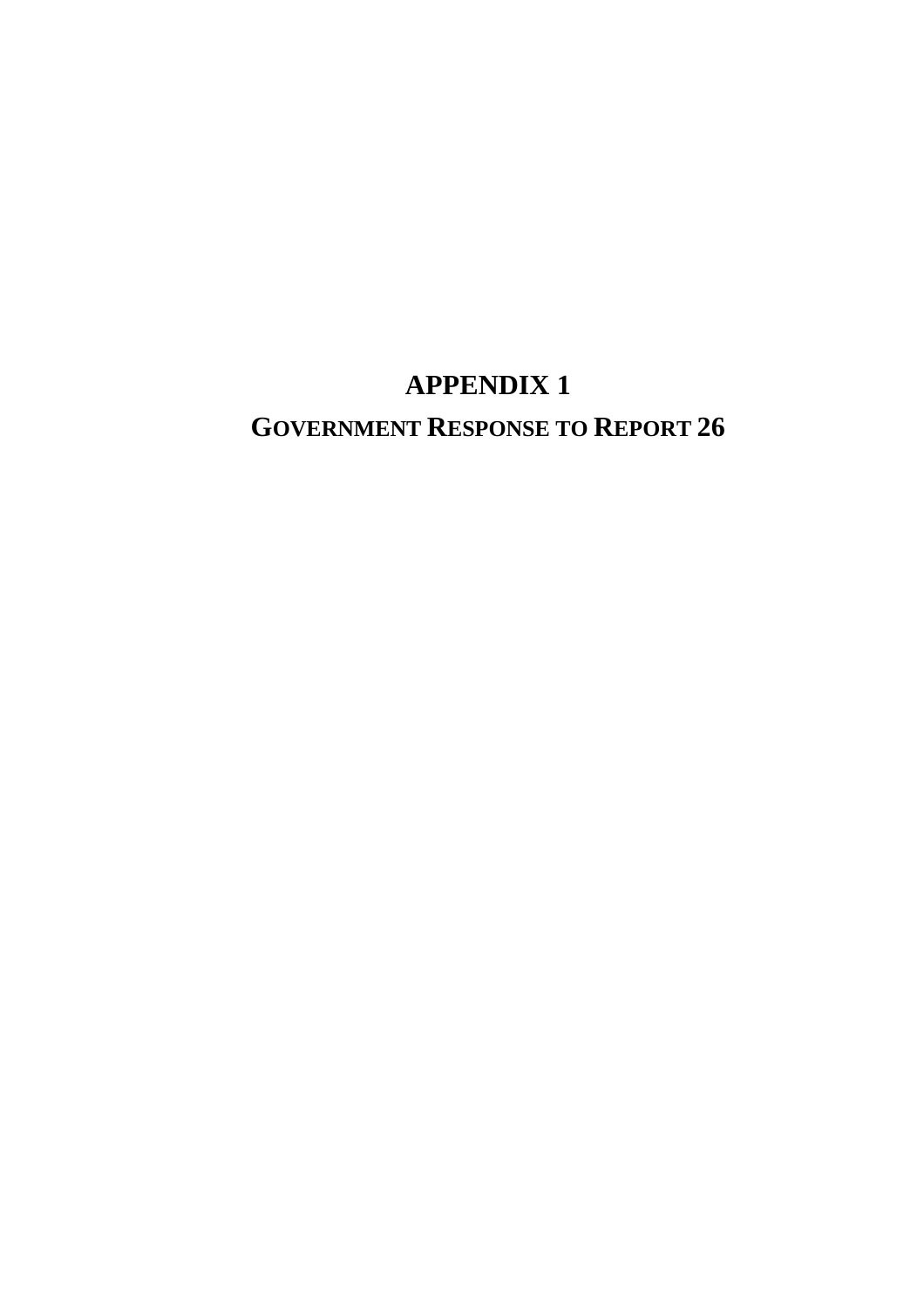# APPENDIX 1

## GOVERNMENT RESPONSE TO REPORT 26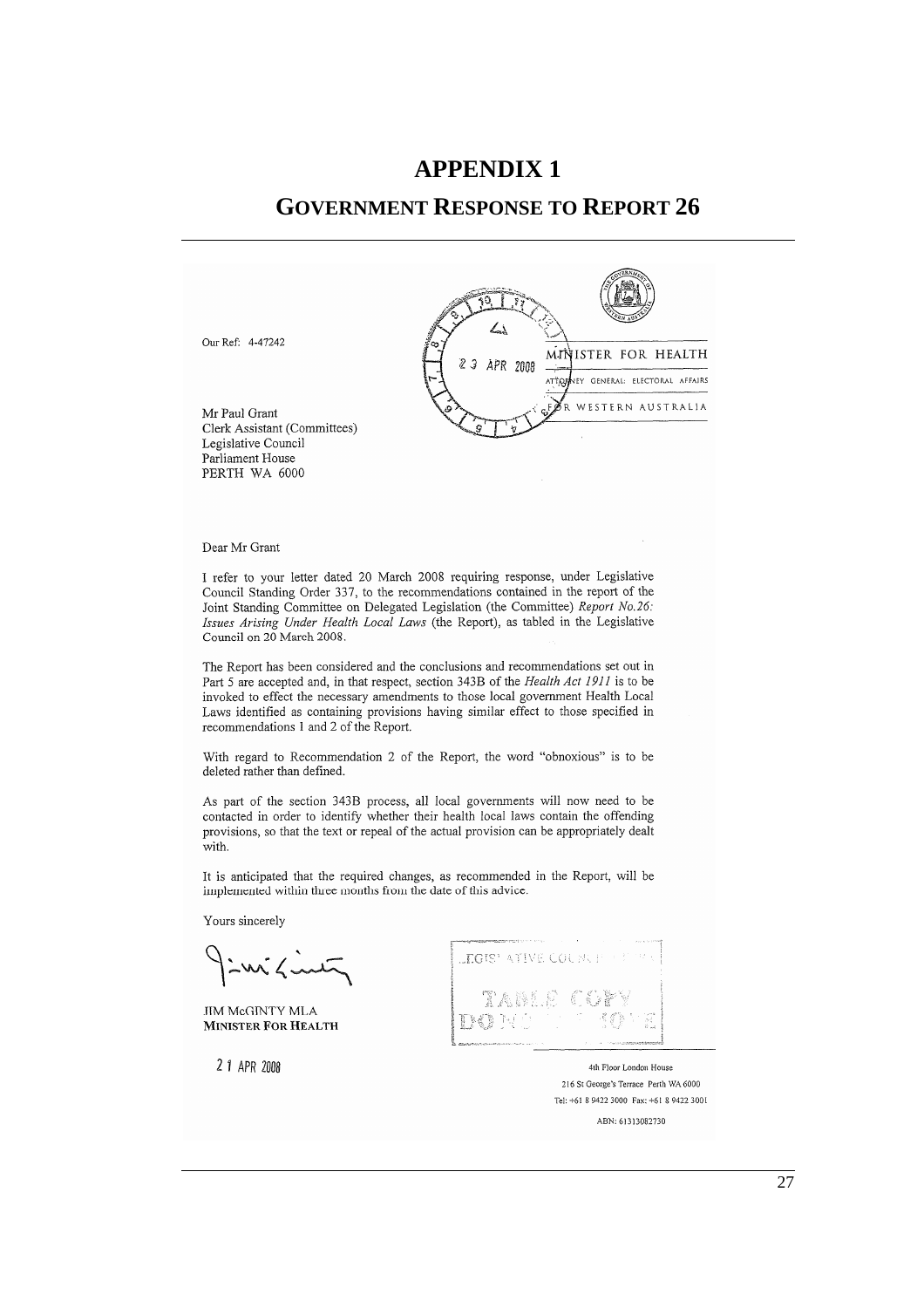# APPENDIX 1

## GOVERNMENT RESPONSE TO REPORT 26

Our Ref: 4-47242

MINISTER FOR HEALTH
ATTORNEY GENERAL; ELECTORAL AFFAIRS
FOR WESTERN AUSTRALIA

23 APR 2008

Mr Paul Grant
Clerk Assistant (Committees)
Legislative Council
Parliament House
PERTH WA 6000

Dear Mr Grant

I refer to your letter dated 20 March 2008 requiring response, under Legislative Council Standing Order 337, to the recommendations contained in the report of the Joint Standing Committee on Delegated Legislation (the Committee) *Report No.26: Issues Arising Under Health Local Laws* (the Report), as tabled in the Legislative Council on 20 March 2008.

The Report has been considered and the conclusions and recommendations set out in Part 5 are accepted and, in that respect, section 343B of the *Health Act 1911* is to be invoked to effect the necessary amendments to those local government Health Local Laws identified as containing provisions having similar effect to those specified in recommendations 1 and 2 of the Report.

With regard to Recommendation 2 of the Report, the word "obnoxious" is to be deleted rather than defined.

As part of the section 343B process, all local governments will now need to be contacted in order to identify whether their health local laws contain the offending provisions, so that the text or repeal of the actual provision can be appropriately dealt with.

It is anticipated that the required changes, as recommended in the Report, will be implemented within three months from the date of this advice.

Yours sincerely

JIM McGINTY MLA
**MINISTER FOR HEALTH**

21 APR 2008

LEGISLATIVE COUNCIL
TABLE COPY
DO NOT REMOVE

4th Floor London House
216 St George's Terrace Perth WA 6000
Tel: +61 8 9422 3000 Fax: +61 8 9422 3001
ABN: 61313082730